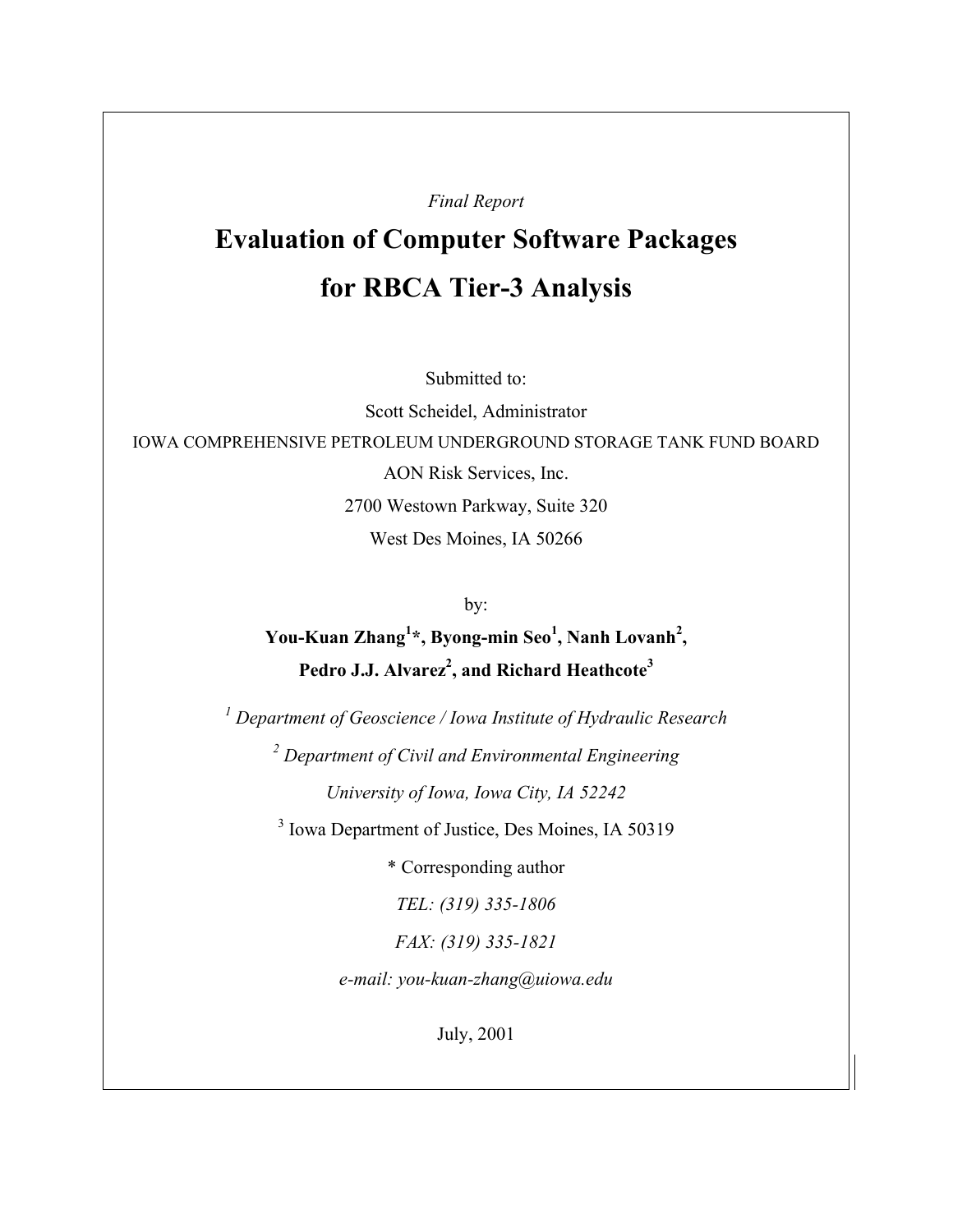*Final Report*

# Evaluation of Computer Software Packages for RBCA Tier-3 Analysis

Submitted to:

Scott Scheidel, Administrator

IOWA COMPREHENSIVE PETROLEUM UNDERGROUND STORAGE TANK FUND BOARD

AON Risk Services, Inc.

2700 Westown Parkway, Suite 320

West Des Moines, IA 50266

by:

**You-Kuan Zhang[1]*, Byong-min Seo[1], Nanh Lovanh[2], Pedro J.J. Alvarez[2], and Richard Heathcote[3]**

[1] *Department of Geoscience / Iowa Institute of Hydraulic Research*

[2] *Department of Civil and Environmental Engineering*

*University of Iowa, Iowa City, IA 52242*

[3] Iowa Department of Justice, Des Moines, IA 50319

* Corresponding author

*TEL: (319) 335-1806*

*FAX: (319) 335-1821*

*e-mail: you-kuan-zhang@uiowa.edu*

July, 2001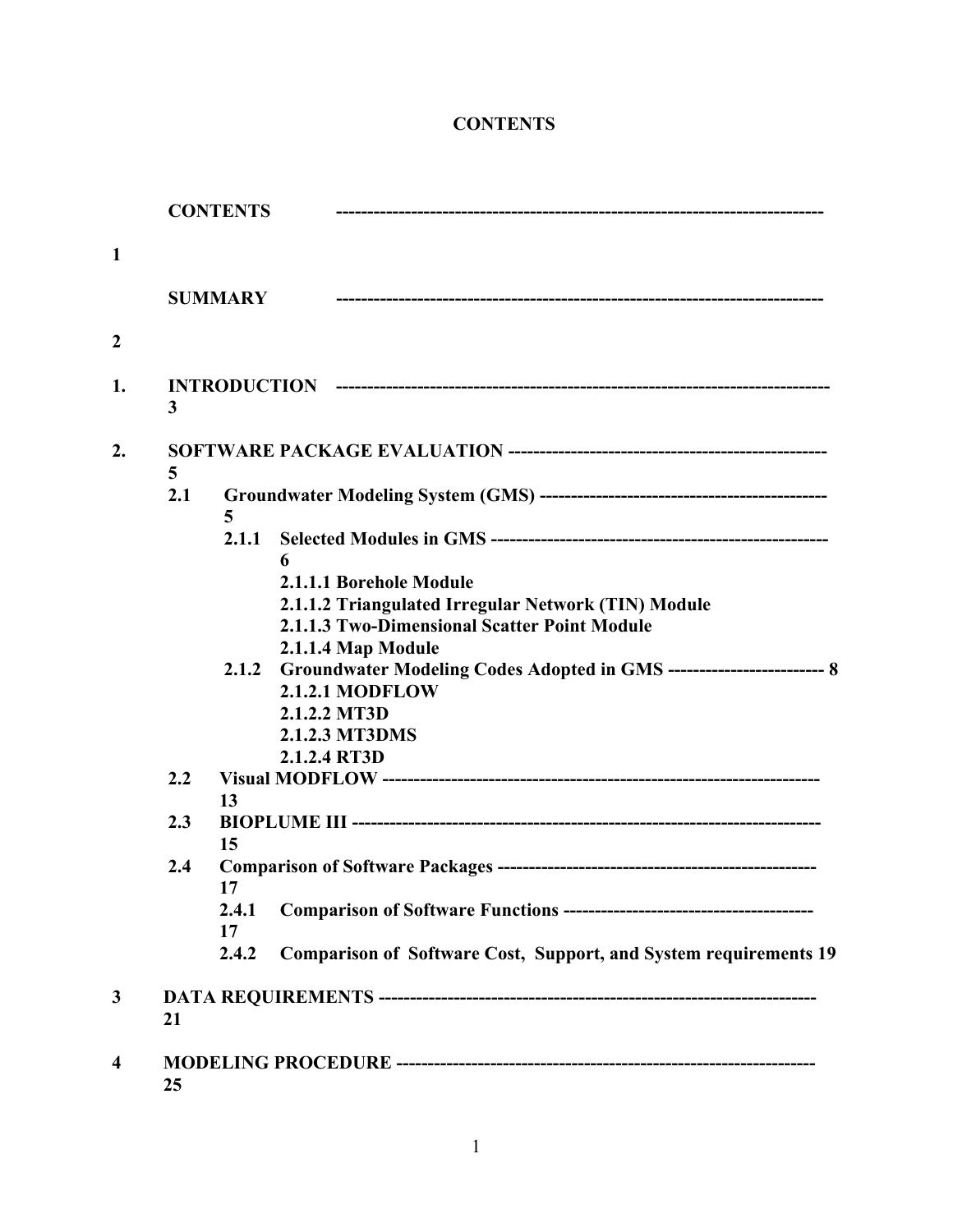# CONTENTS

CONTENTS ---------------------------------------------------------------------------- 1

SUMMARY ---------------------------------------------------------------------------- 2

1. INTRODUCTION ---------------------------------------------------------------------------- 3

2. SOFTWARE PACKAGE EVALUATION -------------------------------------------------- 5
   - 2.1 Groundwater Modeling System (GMS) --------------------------------------------- 5
     - 2.1.1 Selected Modules in GMS ----------------------------------------------------- 6
       - 2.1.1.1 Borehole Module
       - 2.1.1.2 Triangulated Irregular Network (TIN) Module
       - 2.1.1.3 Two-Dimensional Scatter Point Module
       - 2.1.1.4 Map Module
     - 2.1.2 Groundwater Modeling Codes Adopted in GMS ------------------------- 8
       - 2.1.2.1 MODFLOW
       - 2.1.2.2 MT3D
       - 2.1.2.3 MT3DMS
       - 2.1.2.4 RT3D
   - 2.2 Visual MODFLOW ---------------------------------------------------------------------- 13
   - 2.3 BIOPLUME III ------------------------------------------------------------------------- 15
   - 2.4 Comparison of Software Packages -------------------------------------------------- 17
     - 2.4.1 Comparison of Software Functions --------------------------------------- 17
     - 2.4.2 Comparison of Software Cost, Support, and System requirements 19

3. DATA REQUIREMENTS ------------------------------------------------------------------- 21

4. MODELING PROCEDURE ------------------------------------------------------------------ 25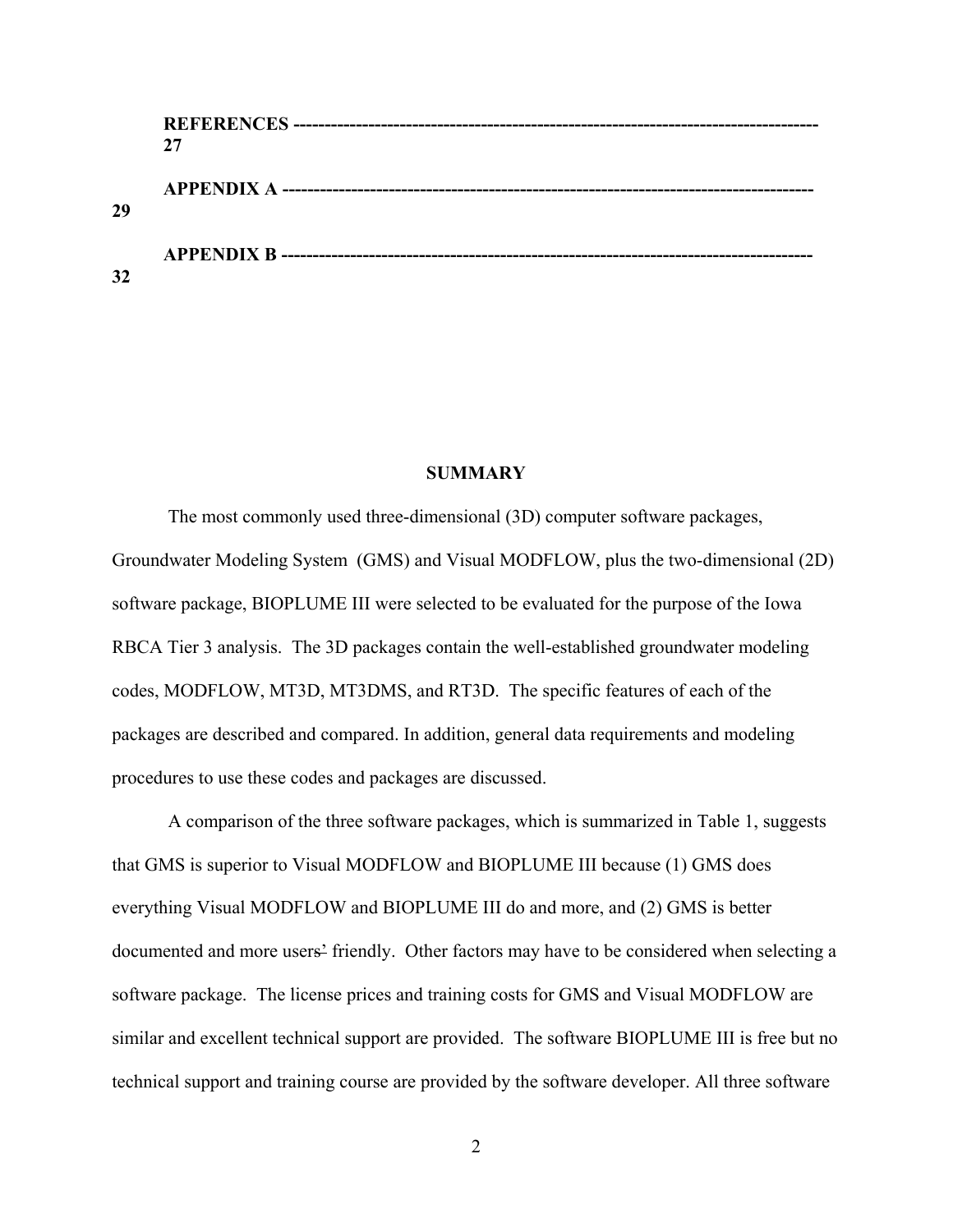**REFERENCES** --------------------------------------------------------------------------------- **27**

**APPENDIX A** --------------------------------------------------------------------------------- **29**

**APPENDIX B** --------------------------------------------------------------------------------- **32**

## SUMMARY

The most commonly used three-dimensional (3D) computer software packages, Groundwater Modeling System (GMS) and Visual MODFLOW, plus the two-dimensional (2D) software package, BIOPLUME III were selected to be evaluated for the purpose of the Iowa RBCA Tier 3 analysis. The 3D packages contain the well-established groundwater modeling codes, MODFLOW, MT3D, MT3DMS, and RT3D. The specific features of each of the packages are described and compared. In addition, general data requirements and modeling procedures to use these codes and packages are discussed.

A comparison of the three software packages, which is summarized in Table 1, suggests that GMS is superior to Visual MODFLOW and BIOPLUME III because (1) GMS does everything Visual MODFLOW and BIOPLUME III do and more, and (2) GMS is better documented and more users' friendly. Other factors may have to be considered when selecting a software package. The license prices and training costs for GMS and Visual MODFLOW are similar and excellent technical support are provided. The software BIOPLUME III is free but no technical support and training course are provided by the software developer. All three software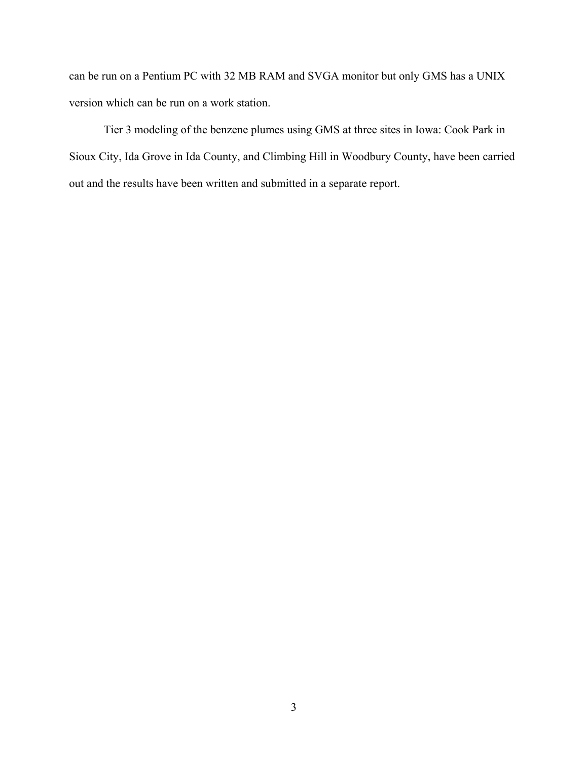can be run on a Pentium PC with 32 MB RAM and SVGA monitor but only GMS has a UNIX version which can be run on a work station.

Tier 3 modeling of the benzene plumes using GMS at three sites in Iowa: Cook Park in Sioux City, Ida Grove in Ida County, and Climbing Hill in Woodbury County, have been carried out and the results have been written and submitted in a separate report.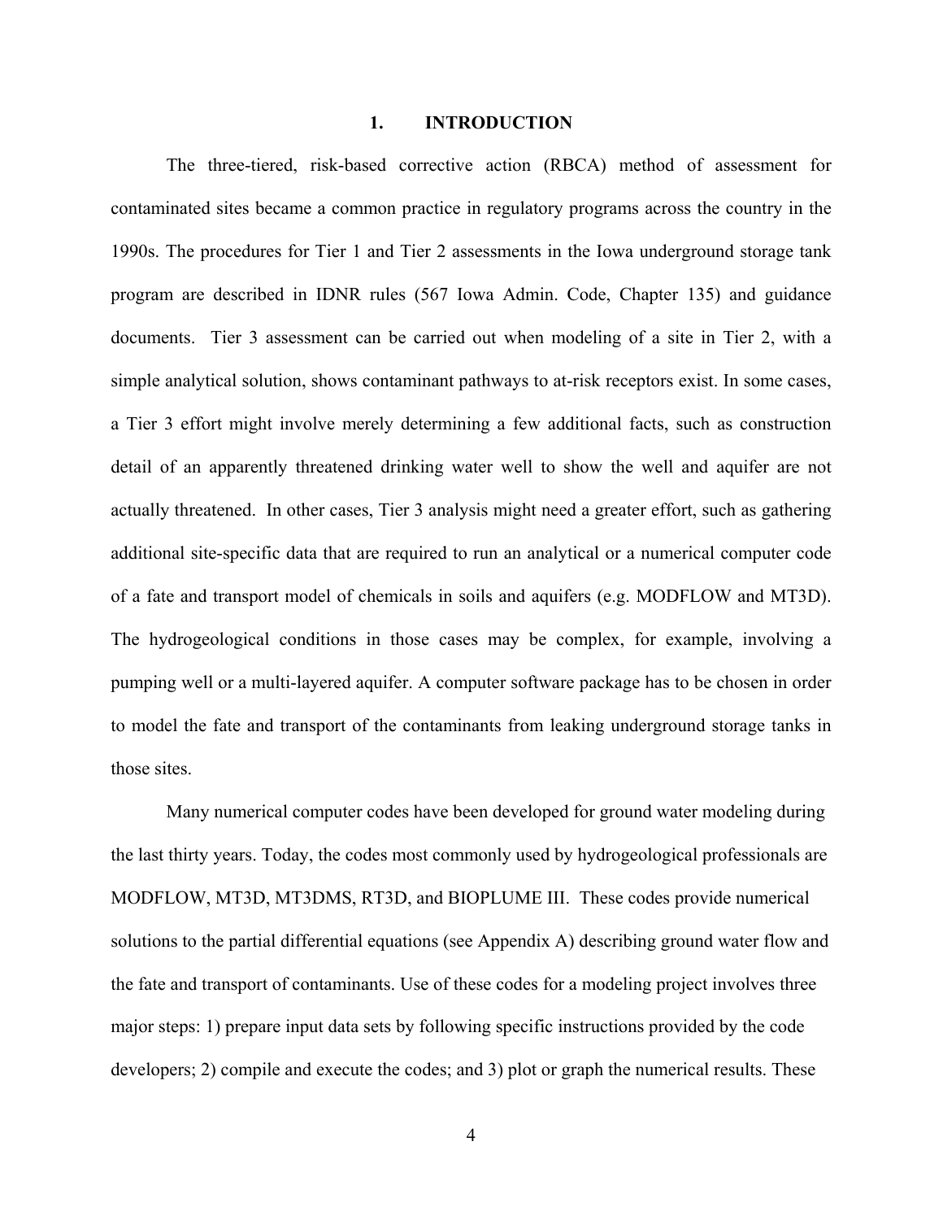# 1. INTRODUCTION

The three-tiered, risk-based corrective action (RBCA) method of assessment for contaminated sites became a common practice in regulatory programs across the country in the 1990s. The procedures for Tier 1 and Tier 2 assessments in the Iowa underground storage tank program are described in IDNR rules (567 Iowa Admin. Code, Chapter 135) and guidance documents. Tier 3 assessment can be carried out when modeling of a site in Tier 2, with a simple analytical solution, shows contaminant pathways to at-risk receptors exist. In some cases, a Tier 3 effort might involve merely determining a few additional facts, such as construction detail of an apparently threatened drinking water well to show the well and aquifer are not actually threatened. In other cases, Tier 3 analysis might need a greater effort, such as gathering additional site-specific data that are required to run an analytical or a numerical computer code of a fate and transport model of chemicals in soils and aquifers (e.g. MODFLOW and MT3D). The hydrogeological conditions in those cases may be complex, for example, involving a pumping well or a multi-layered aquifer. A computer software package has to be chosen in order to model the fate and transport of the contaminants from leaking underground storage tanks in those sites.

Many numerical computer codes have been developed for ground water modeling during the last thirty years. Today, the codes most commonly used by hydrogeological professionals are MODFLOW, MT3D, MT3DMS, RT3D, and BIOPLUME III. These codes provide numerical solutions to the partial differential equations (see Appendix A) describing ground water flow and the fate and transport of contaminants. Use of these codes for a modeling project involves three major steps: 1) prepare input data sets by following specific instructions provided by the code developers; 2) compile and execute the codes; and 3) plot or graph the numerical results. These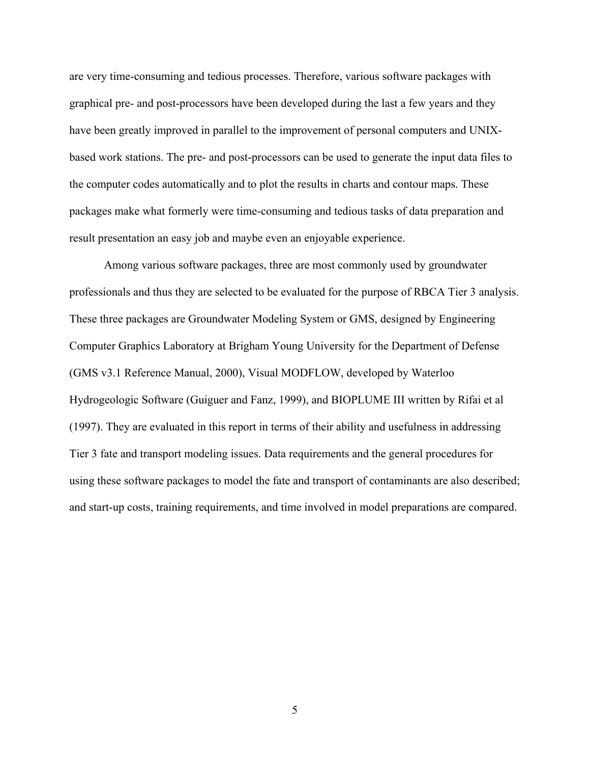are very time-consuming and tedious processes. Therefore, various software packages with graphical pre- and post-processors have been developed during the last a few years and they have been greatly improved in parallel to the improvement of personal computers and UNIX-based work stations. The pre- and post-processors can be used to generate the input data files to the computer codes automatically and to plot the results in charts and contour maps. These packages make what formerly were time-consuming and tedious tasks of data preparation and result presentation an easy job and maybe even an enjoyable experience.

Among various software packages, three are most commonly used by groundwater professionals and thus they are selected to be evaluated for the purpose of RBCA Tier 3 analysis. These three packages are Groundwater Modeling System or GMS, designed by Engineering Computer Graphics Laboratory at Brigham Young University for the Department of Defense (GMS v3.1 Reference Manual, 2000), Visual MODFLOW, developed by Waterloo Hydrogeologic Software (Guiguer and Fanz, 1999), and BIOPLUME III written by Rifai et al (1997). They are evaluated in this report in terms of their ability and usefulness in addressing Tier 3 fate and transport modeling issues. Data requirements and the general procedures for using these software packages to model the fate and transport of contaminants are also described; and start-up costs, training requirements, and time involved in model preparations are compared.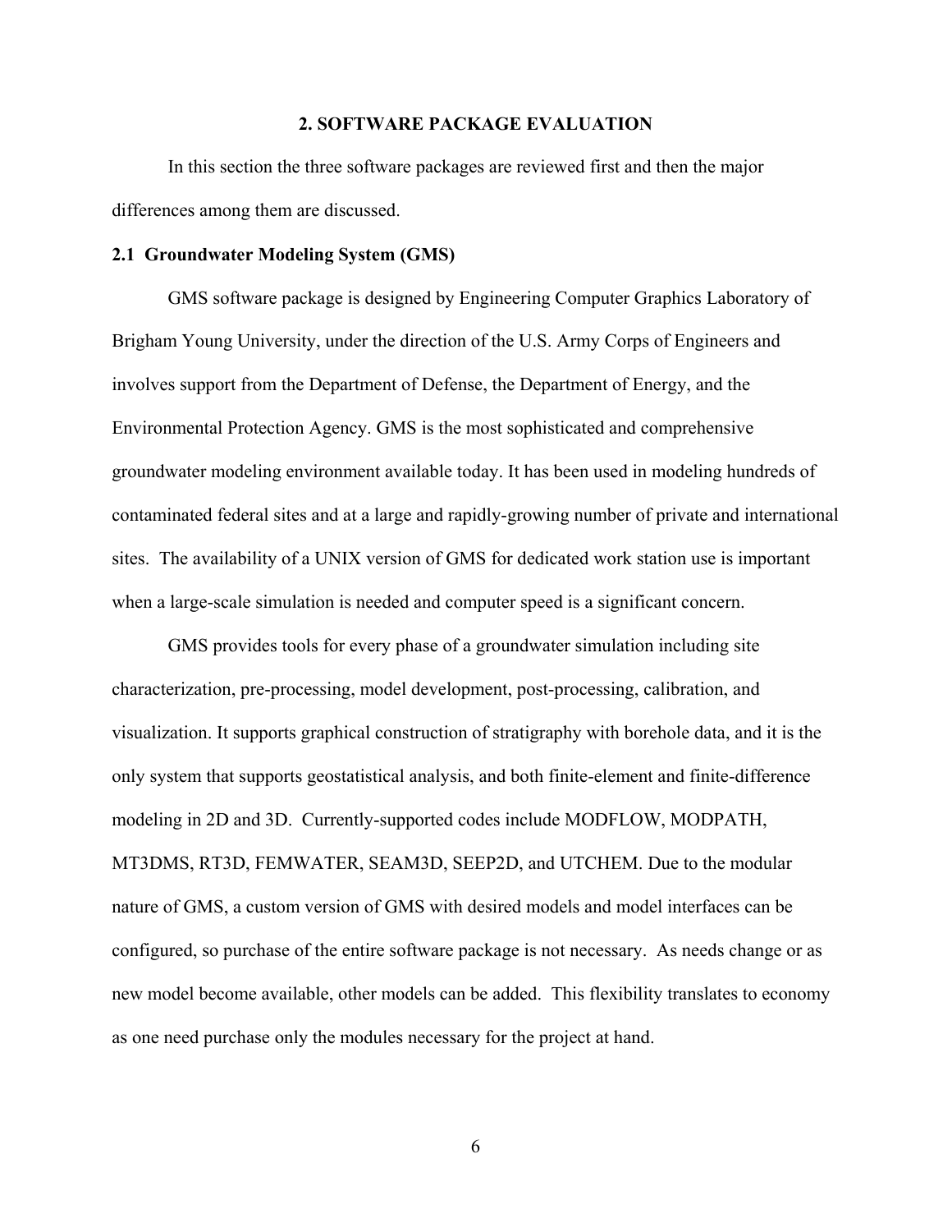## 2. SOFTWARE PACKAGE EVALUATION

In this section the three software packages are reviewed first and then the major differences among them are discussed.

### 2.1 Groundwater Modeling System (GMS)

GMS software package is designed by Engineering Computer Graphics Laboratory of Brigham Young University, under the direction of the U.S. Army Corps of Engineers and involves support from the Department of Defense, the Department of Energy, and the Environmental Protection Agency. GMS is the most sophisticated and comprehensive groundwater modeling environment available today. It has been used in modeling hundreds of contaminated federal sites and at a large and rapidly-growing number of private and international sites. The availability of a UNIX version of GMS for dedicated work station use is important when a large-scale simulation is needed and computer speed is a significant concern.

GMS provides tools for every phase of a groundwater simulation including site characterization, pre-processing, model development, post-processing, calibration, and visualization. It supports graphical construction of stratigraphy with borehole data, and it is the only system that supports geostatistical analysis, and both finite-element and finite-difference modeling in 2D and 3D. Currently-supported codes include MODFLOW, MODPATH, MT3DMS, RT3D, FEMWATER, SEAM3D, SEEP2D, and UTCHEM. Due to the modular nature of GMS, a custom version of GMS with desired models and model interfaces can be configured, so purchase of the entire software package is not necessary. As needs change or as new model become available, other models can be added. This flexibility translates to economy as one need purchase only the modules necessary for the project at hand.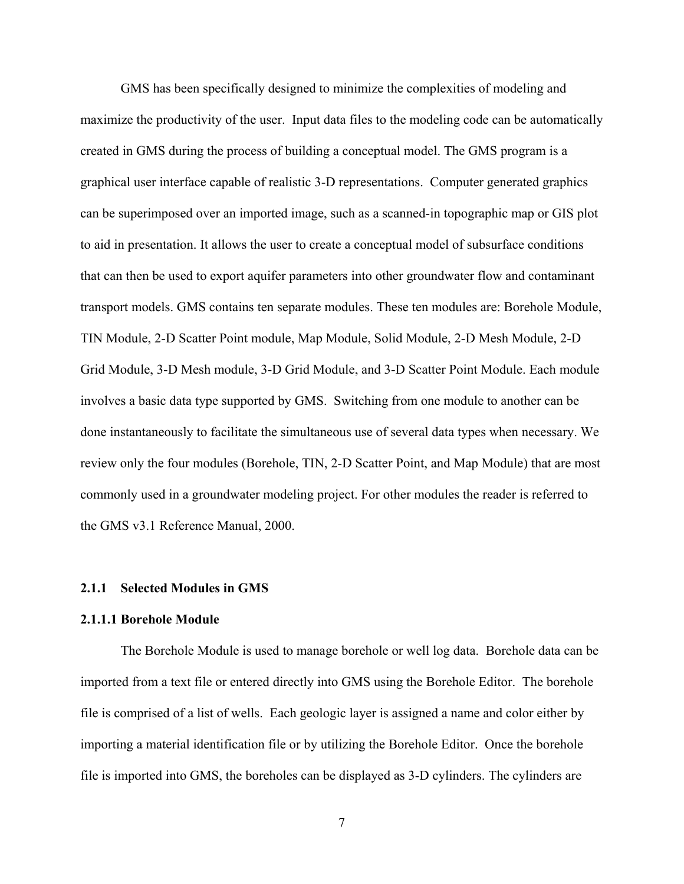GMS has been specifically designed to minimize the complexities of modeling and maximize the productivity of the user. Input data files to the modeling code can be automatically created in GMS during the process of building a conceptual model. The GMS program is a graphical user interface capable of realistic 3-D representations. Computer generated graphics can be superimposed over an imported image, such as a scanned-in topographic map or GIS plot to aid in presentation. It allows the user to create a conceptual model of subsurface conditions that can then be used to export aquifer parameters into other groundwater flow and contaminant transport models. GMS contains ten separate modules. These ten modules are: Borehole Module, TIN Module, 2-D Scatter Point module, Map Module, Solid Module, 2-D Mesh Module, 2-D Grid Module, 3-D Mesh module, 3-D Grid Module, and 3-D Scatter Point Module. Each module involves a basic data type supported by GMS. Switching from one module to another can be done instantaneously to facilitate the simultaneous use of several data types when necessary. We review only the four modules (Borehole, TIN, 2-D Scatter Point, and Map Module) that are most commonly used in a groundwater modeling project. For other modules the reader is referred to the GMS v3.1 Reference Manual, 2000.

### 2.1.1 Selected Modules in GMS

#### 2.1.1.1 Borehole Module

The Borehole Module is used to manage borehole or well log data. Borehole data can be imported from a text file or entered directly into GMS using the Borehole Editor. The borehole file is comprised of a list of wells. Each geologic layer is assigned a name and color either by importing a material identification file or by utilizing the Borehole Editor. Once the borehole file is imported into GMS, the boreholes can be displayed as 3-D cylinders. The cylinders are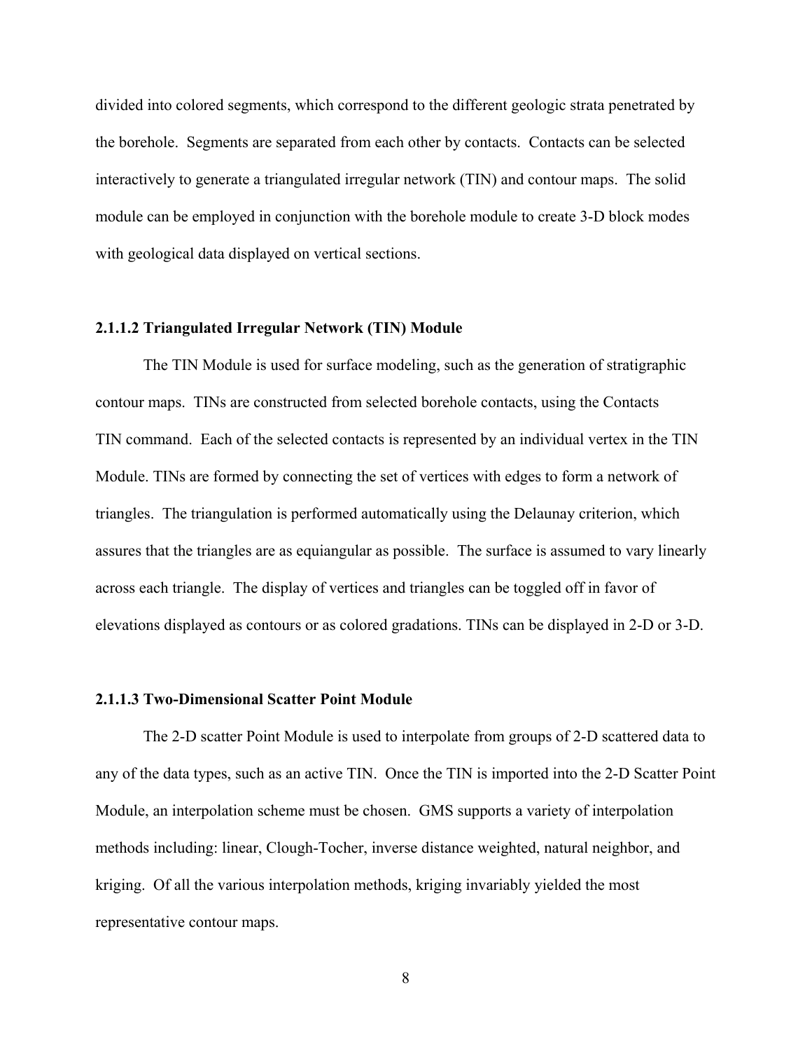divided into colored segments, which correspond to the different geologic strata penetrated by the borehole. Segments are separated from each other by contacts. Contacts can be selected interactively to generate a triangulated irregular network (TIN) and contour maps. The solid module can be employed in conjunction with the borehole module to create 3-D block modes with geological data displayed on vertical sections.

#### 2.1.1.2 Triangulated Irregular Network (TIN) Module

The TIN Module is used for surface modeling, such as the generation of stratigraphic contour maps. TINs are constructed from selected borehole contacts, using the Contacts TIN command. Each of the selected contacts is represented by an individual vertex in the TIN Module. TINs are formed by connecting the set of vertices with edges to form a network of triangles. The triangulation is performed automatically using the Delaunay criterion, which assures that the triangles are as equiangular as possible. The surface is assumed to vary linearly across each triangle. The display of vertices and triangles can be toggled off in favor of elevations displayed as contours or as colored gradations. TINs can be displayed in 2-D or 3-D.

#### 2.1.1.3 Two-Dimensional Scatter Point Module

The 2-D scatter Point Module is used to interpolate from groups of 2-D scattered data to any of the data types, such as an active TIN. Once the TIN is imported into the 2-D Scatter Point Module, an interpolation scheme must be chosen. GMS supports a variety of interpolation methods including: linear, Clough-Tocher, inverse distance weighted, natural neighbor, and kriging. Of all the various interpolation methods, kriging invariably yielded the most representative contour maps.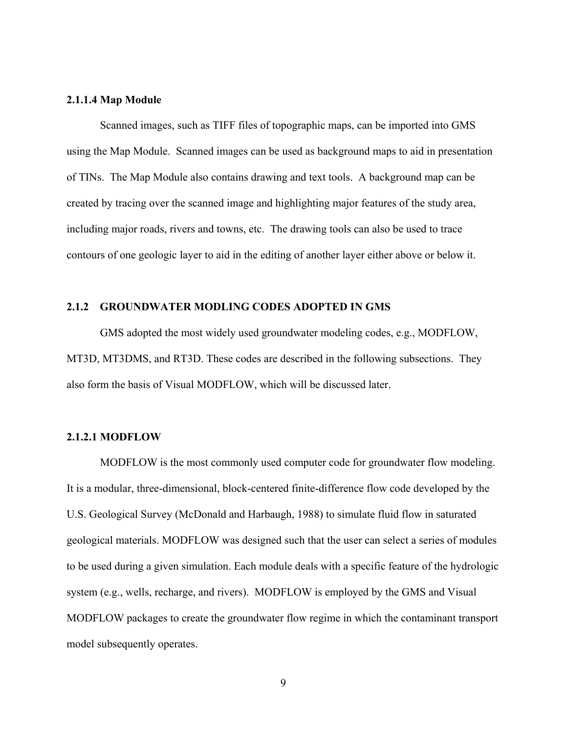#### 2.1.1.4 Map Module

Scanned images, such as TIFF files of topographic maps, can be imported into GMS using the Map Module. Scanned images can be used as background maps to aid in presentation of TINs. The Map Module also contains drawing and text tools. A background map can be created by tracing over the scanned image and highlighting major features of the study area, including major roads, rivers and towns, etc. The drawing tools can also be used to trace contours of one geologic layer to aid in the editing of another layer either above or below it.

### 2.1.2 GROUNDWATER MODLING CODES ADOPTED IN GMS

GMS adopted the most widely used groundwater modeling codes, e.g., MODFLOW, MT3D, MT3DMS, and RT3D. These codes are described in the following subsections. They also form the basis of Visual MODFLOW, which will be discussed later.

#### 2.1.2.1 MODFLOW

MODFLOW is the most commonly used computer code for groundwater flow modeling. It is a modular, three-dimensional, block-centered finite-difference flow code developed by the U.S. Geological Survey (McDonald and Harbaugh, 1988) to simulate fluid flow in saturated geological materials. MODFLOW was designed such that the user can select a series of modules to be used during a given simulation. Each module deals with a specific feature of the hydrologic system (e.g., wells, recharge, and rivers). MODFLOW is employed by the GMS and Visual MODFLOW packages to create the groundwater flow regime in which the contaminant transport model subsequently operates.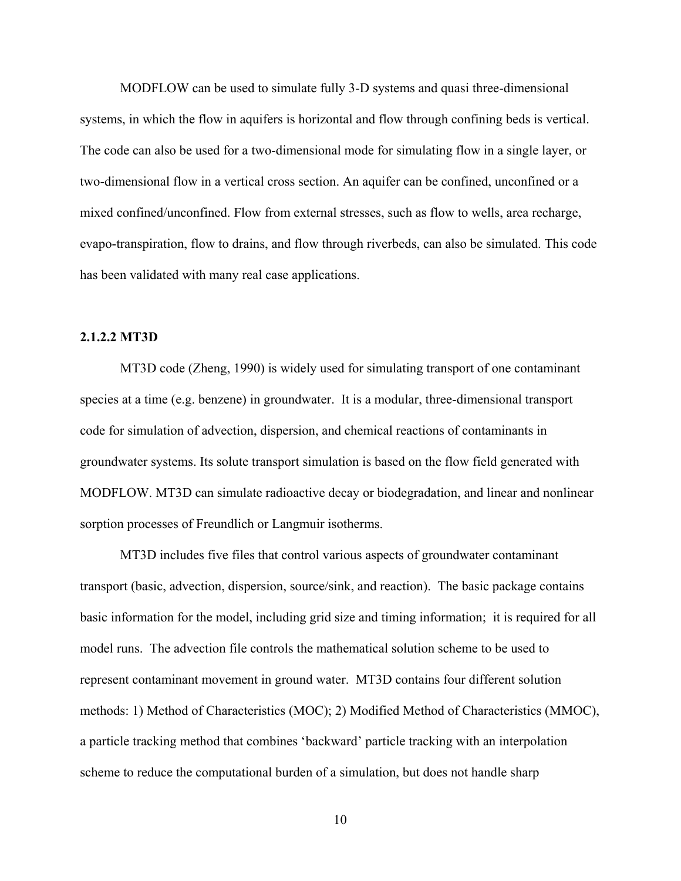MODFLOW can be used to simulate fully 3-D systems and quasi three-dimensional systems, in which the flow in aquifers is horizontal and flow through confining beds is vertical. The code can also be used for a two-dimensional mode for simulating flow in a single layer, or two-dimensional flow in a vertical cross section. An aquifer can be confined, unconfined or a mixed confined/unconfined. Flow from external stresses, such as flow to wells, area recharge, evapo-transpiration, flow to drains, and flow through riverbeds, can also be simulated. This code has been validated with many real case applications.

#### 2.1.2.2 MT3D

MT3D code (Zheng, 1990) is widely used for simulating transport of one contaminant species at a time (e.g. benzene) in groundwater. It is a modular, three-dimensional transport code for simulation of advection, dispersion, and chemical reactions of contaminants in groundwater systems. Its solute transport simulation is based on the flow field generated with MODFLOW. MT3D can simulate radioactive decay or biodegradation, and linear and nonlinear sorption processes of Freundlich or Langmuir isotherms.

MT3D includes five files that control various aspects of groundwater contaminant transport (basic, advection, dispersion, source/sink, and reaction). The basic package contains basic information for the model, including grid size and timing information; it is required for all model runs. The advection file controls the mathematical solution scheme to be used to represent contaminant movement in ground water. MT3D contains four different solution methods: 1) Method of Characteristics (MOC); 2) Modified Method of Characteristics (MMOC), a particle tracking method that combines 'backward' particle tracking with an interpolation scheme to reduce the computational burden of a simulation, but does not handle sharp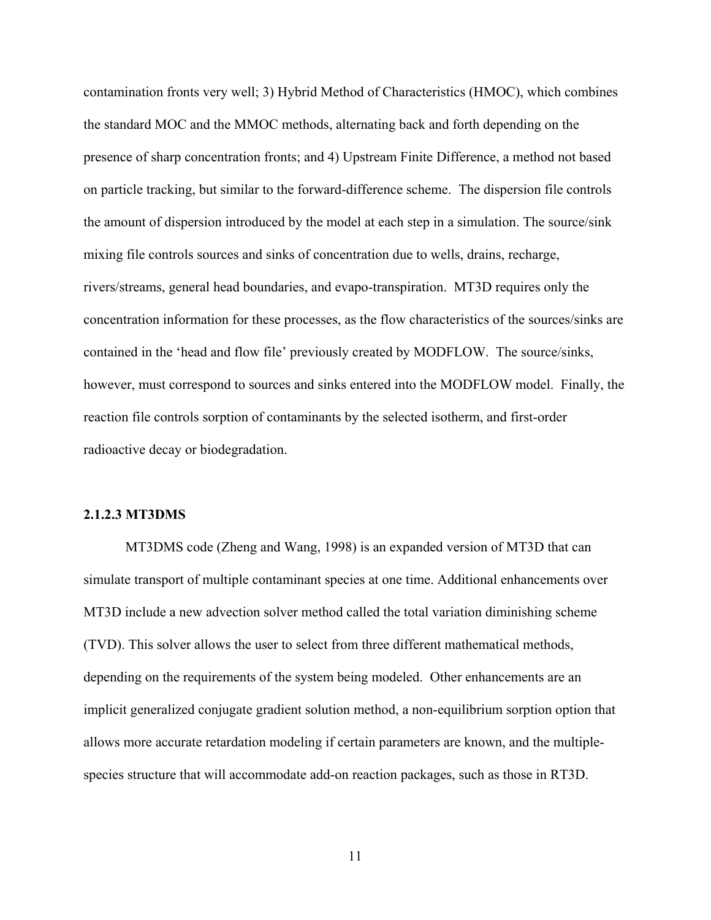contamination fronts very well; 3) Hybrid Method of Characteristics (HMOC), which combines the standard MOC and the MMOC methods, alternating back and forth depending on the presence of sharp concentration fronts; and 4) Upstream Finite Difference, a method not based on particle tracking, but similar to the forward-difference scheme. The dispersion file controls the amount of dispersion introduced by the model at each step in a simulation. The source/sink mixing file controls sources and sinks of concentration due to wells, drains, recharge, rivers/streams, general head boundaries, and evapo-transpiration. MT3D requires only the concentration information for these processes, as the flow characteristics of the sources/sinks are contained in the 'head and flow file' previously created by MODFLOW. The source/sinks, however, must correspond to sources and sinks entered into the MODFLOW model. Finally, the reaction file controls sorption of contaminants by the selected isotherm, and first-order radioactive decay or biodegradation.

#### 2.1.2.3 MT3DMS

MT3DMS code (Zheng and Wang, 1998) is an expanded version of MT3D that can simulate transport of multiple contaminant species at one time. Additional enhancements over MT3D include a new advection solver method called the total variation diminishing scheme (TVD). This solver allows the user to select from three different mathematical methods, depending on the requirements of the system being modeled. Other enhancements are an implicit generalized conjugate gradient solution method, a non-equilibrium sorption option that allows more accurate retardation modeling if certain parameters are known, and the multiple-species structure that will accommodate add-on reaction packages, such as those in RT3D.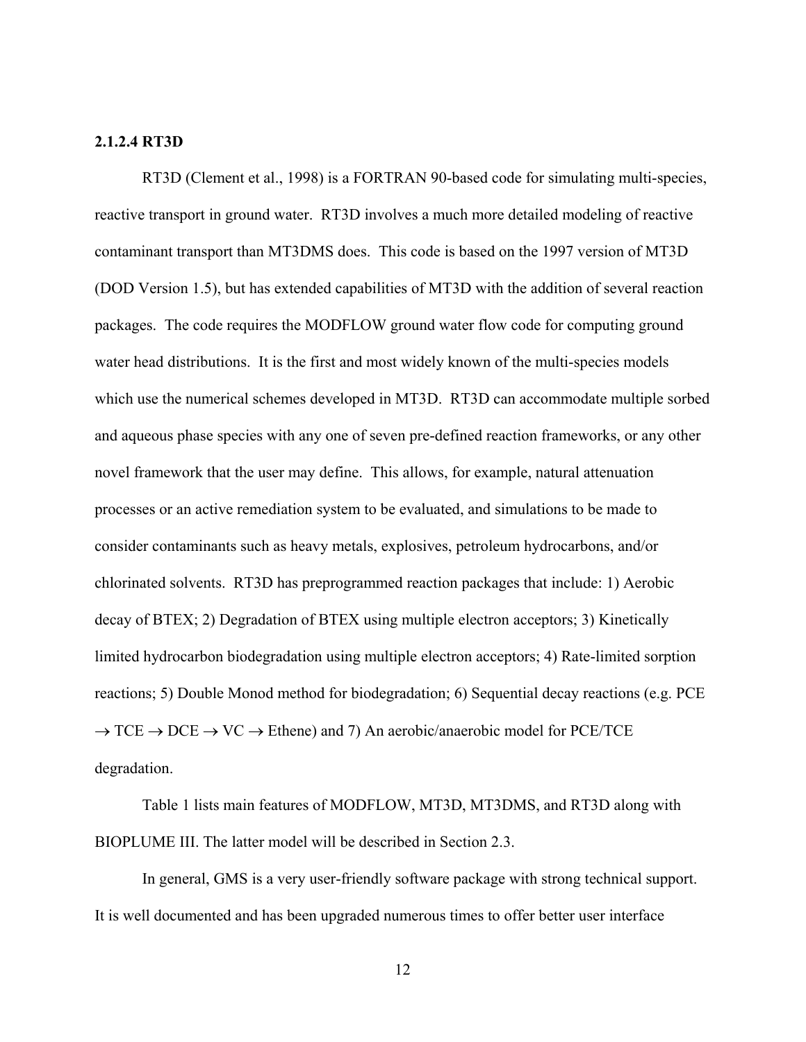#### 2.1.2.4 RT3D

RT3D (Clement et al., 1998) is a FORTRAN 90-based code for simulating multi-species, reactive transport in ground water. RT3D involves a much more detailed modeling of reactive contaminant transport than MT3DMS does. This code is based on the 1997 version of MT3D (DOD Version 1.5), but has extended capabilities of MT3D with the addition of several reaction packages. The code requires the MODFLOW ground water flow code for computing ground water head distributions. It is the first and most widely known of the multi-species models which use the numerical schemes developed in MT3D. RT3D can accommodate multiple sorbed and aqueous phase species with any one of seven pre-defined reaction frameworks, or any other novel framework that the user may define. This allows, for example, natural attenuation processes or an active remediation system to be evaluated, and simulations to be made to consider contaminants such as heavy metals, explosives, petroleum hydrocarbons, and/or chlorinated solvents. RT3D has preprogrammed reaction packages that include: 1) Aerobic decay of BTEX; 2) Degradation of BTEX using multiple electron acceptors; 3) Kinetically limited hydrocarbon biodegradation using multiple electron acceptors; 4) Rate-limited sorption reactions; 5) Double Monod method for biodegradation; 6) Sequential decay reactions (e.g. PCE $\rightarrow$ TCE $\rightarrow$ DCE $\rightarrow$ VC $\rightarrow$ Ethene) and 7) An aerobic/anaerobic model for PCE/TCE degradation.

Table 1 lists main features of MODFLOW, MT3D, MT3DMS, and RT3D along with BIOPLUME III. The latter model will be described in Section 2.3.

In general, GMS is a very user-friendly software package with strong technical support. It is well documented and has been upgraded numerous times to offer better user interface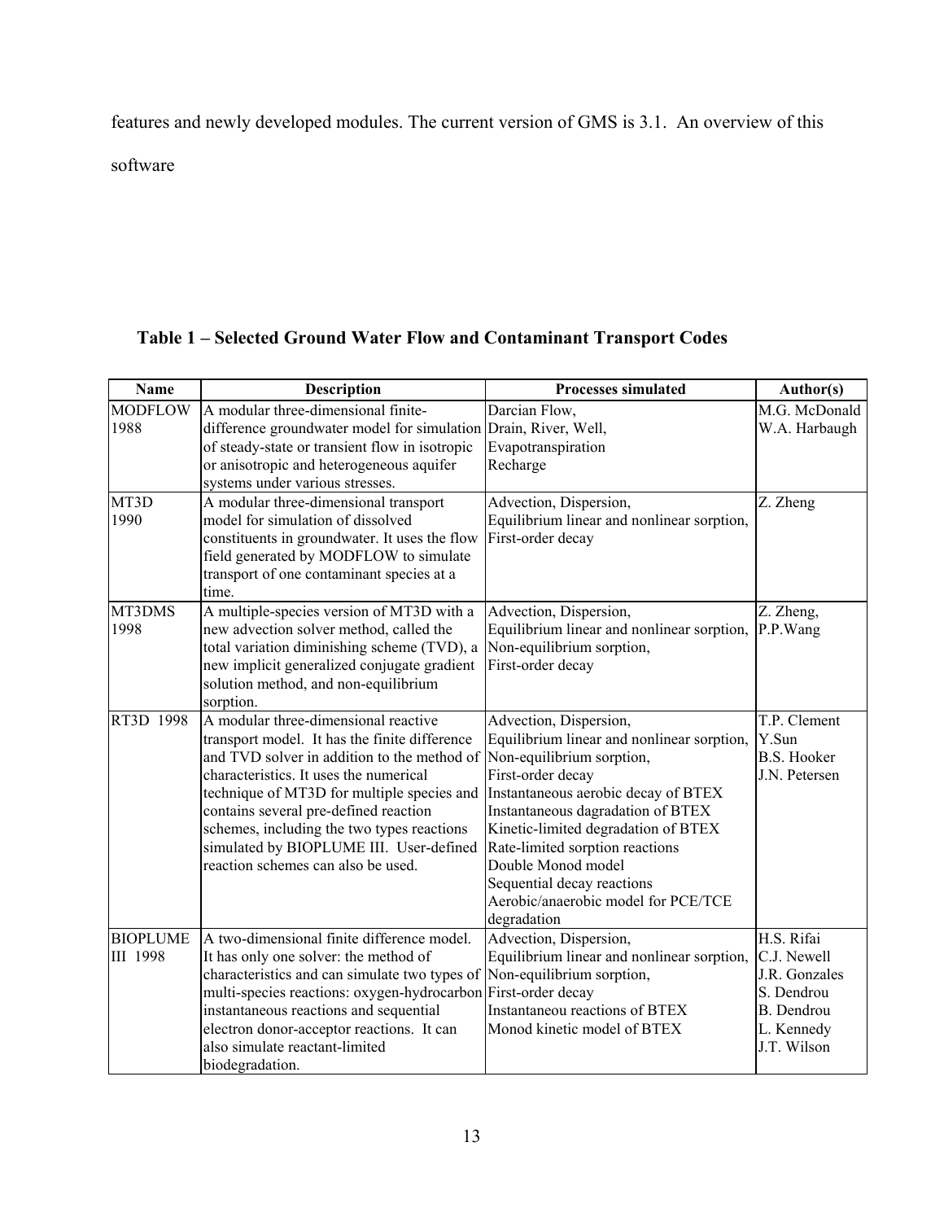features and newly developed modules. The current version of GMS is 3.1. An overview of this software

**Table 1 – Selected Ground Water Flow and Contaminant Transport Codes**

| Name | Description | Processes simulated | Author(s) |
|---|---|---|---|
| MODFLOW 1988 | A modular three-dimensional finite-difference groundwater model for simulation of steady-state or transient flow in isotropic or anisotropic and heterogeneous aquifer systems under various stresses. | Darcian Flow,<br>Drain, River, Well,<br>Evapotranspiration<br>Recharge | M.G. McDonald<br>W.A. Harbaugh |
| MT3D 1990 | A modular three-dimensional transport model for simulation of dissolved constituents in groundwater. It uses the flow field generated by MODFLOW to simulate transport of one contaminant species at a time. | Advection, Dispersion,<br>Equilibrium linear and nonlinear sorption,<br>First-order decay | Z. Zheng |
| MT3DMS 1998 | A multiple-species version of MT3D with a new advection solver method, called the total variation diminishing scheme (TVD), a new implicit generalized conjugate gradient solution method, and non-equilibrium sorption. | Advection, Dispersion,<br>Equilibrium linear and nonlinear sorption,<br>Non-equilibrium sorption,<br>First-order decay | Z. Zheng,<br>P.P.Wang |
| RT3D 1998 | A modular three-dimensional reactive transport model. It has the finite difference and TVD solver in addition to the method of characteristics. It uses the numerical technique of MT3D for multiple species and contains several pre-defined reaction schemes, including the two types reactions simulated by BIOPLUME III. User-defined reaction schemes can also be used. | Advection, Dispersion,<br>Equilibrium linear and nonlinear sorption,<br>Non-equilibrium sorption,<br>First-order decay<br>Instantaneous aerobic decay of BTEX<br>Instantaneous dagradation of BTEX<br>Kinetic-limited degradation of BTEX<br>Rate-limited sorption reactions<br>Double Monod model<br>Sequential decay reactions<br>Aerobic/anaerobic model for PCE/TCE degradation | T.P. Clement<br>Y.Sun<br>B.S. Hooker<br>J.N. Petersen |
| BIOPLUME III 1998 | A two-dimensional finite difference model. It has only one solver: the method of characteristics and can simulate two types of multi-species reactions: oxygen-hydrocarbon instantaneous reactions and sequential electron donor-acceptor reactions. It can also simulate reactant-limited biodegradation. | Advection, Dispersion,<br>Equilibrium linear and nonlinear sorption,<br>Non-equilibrium sorption,<br>First-order decay<br>Instantaneous reactions of BTEX<br>Monod kinetic model of BTEX | H.S. Rifai<br>C.J. Newell<br>J.R. Gonzales<br>S. Dendrou<br>B. Dendrou<br>L. Kennedy<br>J.T. Wilson |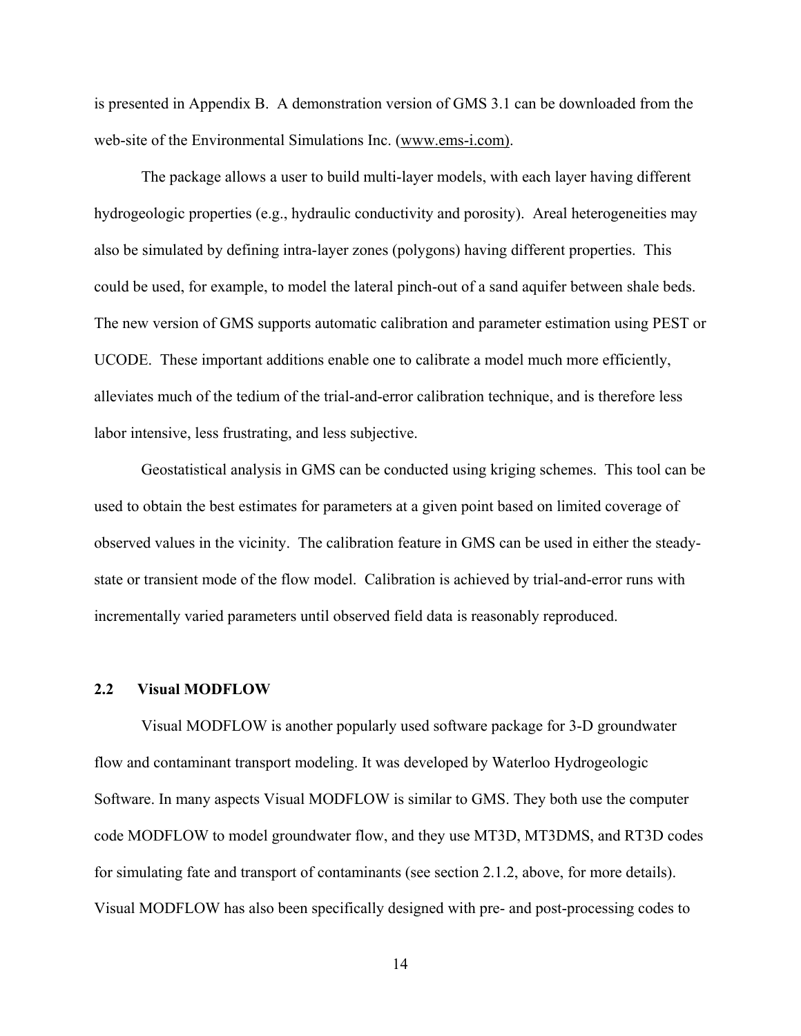is presented in Appendix B. A demonstration version of GMS 3.1 can be downloaded from the web-site of the Environmental Simulations Inc. (www.ems-i.com).

The package allows a user to build multi-layer models, with each layer having different hydrogeologic properties (e.g., hydraulic conductivity and porosity). Areal heterogeneities may also be simulated by defining intra-layer zones (polygons) having different properties. This could be used, for example, to model the lateral pinch-out of a sand aquifer between shale beds. The new version of GMS supports automatic calibration and parameter estimation using PEST or UCODE. These important additions enable one to calibrate a model much more efficiently, alleviates much of the tedium of the trial-and-error calibration technique, and is therefore less labor intensive, less frustrating, and less subjective.

Geostatistical analysis in GMS can be conducted using kriging schemes. This tool can be used to obtain the best estimates for parameters at a given point based on limited coverage of observed values in the vicinity. The calibration feature in GMS can be used in either the steady-state or transient mode of the flow model. Calibration is achieved by trial-and-error runs with incrementally varied parameters until observed field data is reasonably reproduced.

### 2.2 Visual MODFLOW

Visual MODFLOW is another popularly used software package for 3-D groundwater flow and contaminant transport modeling. It was developed by Waterloo Hydrogeologic Software. In many aspects Visual MODFLOW is similar to GMS. They both use the computer code MODFLOW to model groundwater flow, and they use MT3D, MT3DMS, and RT3D codes for simulating fate and transport of contaminants (see section 2.1.2, above, for more details). Visual MODFLOW has also been specifically designed with pre- and post-processing codes to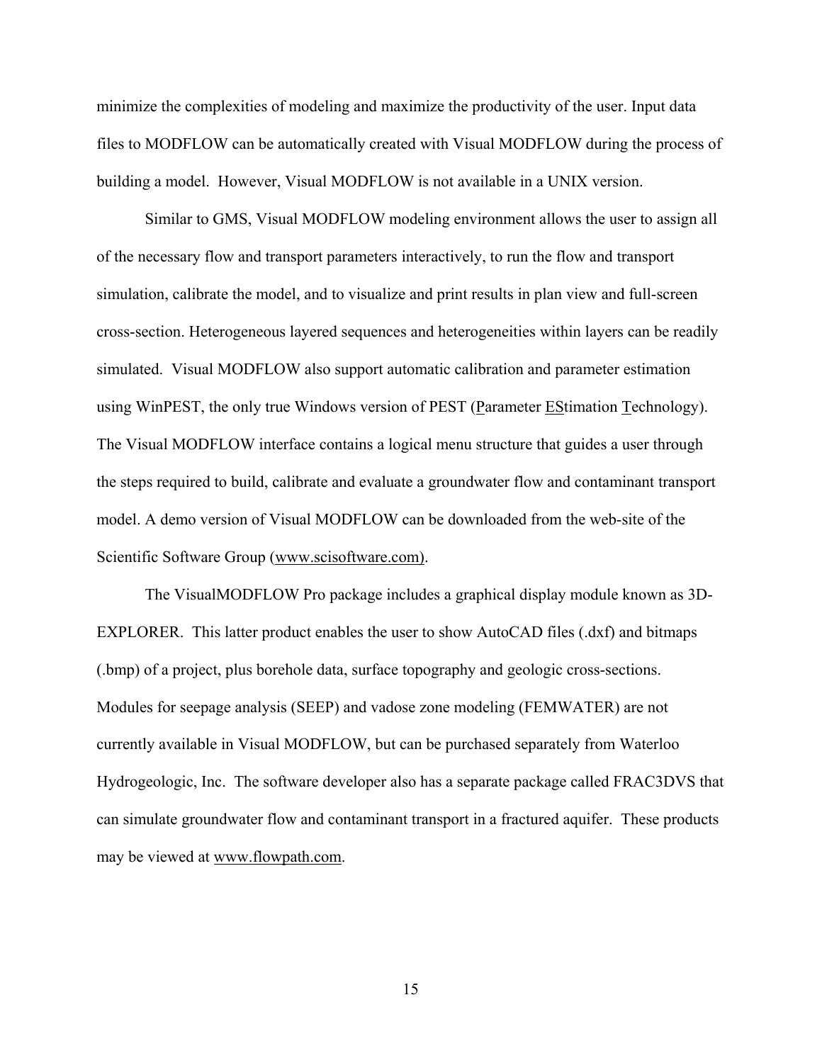minimize the complexities of modeling and maximize the productivity of the user. Input data files to MODFLOW can be automatically created with Visual MODFLOW during the process of building a model. However, Visual MODFLOW is not available in a UNIX version.

Similar to GMS, Visual MODFLOW modeling environment allows the user to assign all of the necessary flow and transport parameters interactively, to run the flow and transport simulation, calibrate the model, and to visualize and print results in plan view and full-screen cross-section. Heterogeneous layered sequences and heterogeneities within layers can be readily simulated. Visual MODFLOW also support automatic calibration and parameter estimation using WinPEST, the only true Windows version of PEST (Parameter EStimation Technology). The Visual MODFLOW interface contains a logical menu structure that guides a user through the steps required to build, calibrate and evaluate a groundwater flow and contaminant transport model. A demo version of Visual MODFLOW can be downloaded from the web-site of the Scientific Software Group (www.scisoftware.com).

The VisualMODFLOW Pro package includes a graphical display module known as 3D-EXPLORER. This latter product enables the user to show AutoCAD files (.dxf) and bitmaps (.bmp) of a project, plus borehole data, surface topography and geologic cross-sections. Modules for seepage analysis (SEEP) and vadose zone modeling (FEMWATER) are not currently available in Visual MODFLOW, but can be purchased separately from Waterloo Hydrogeologic, Inc. The software developer also has a separate package called FRAC3DVS that can simulate groundwater flow and contaminant transport in a fractured aquifer. These products may be viewed at www.flowpath.com.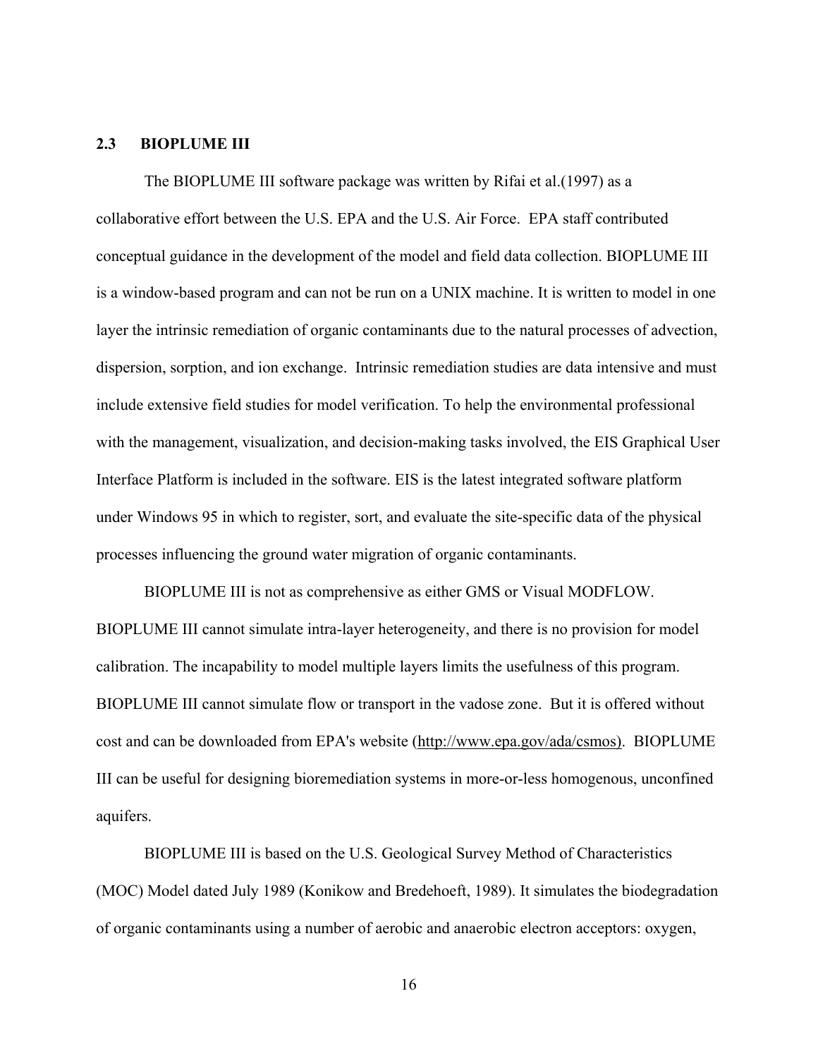### 2.3 BIOPLUME III

The BIOPLUME III software package was written by Rifai et al.(1997) as a collaborative effort between the U.S. EPA and the U.S. Air Force. EPA staff contributed conceptual guidance in the development of the model and field data collection. BIOPLUME III is a window-based program and can not be run on a UNIX machine. It is written to model in one layer the intrinsic remediation of organic contaminants due to the natural processes of advection, dispersion, sorption, and ion exchange. Intrinsic remediation studies are data intensive and must include extensive field studies for model verification. To help the environmental professional with the management, visualization, and decision-making tasks involved, the EIS Graphical User Interface Platform is included in the software. EIS is the latest integrated software platform under Windows 95 in which to register, sort, and evaluate the site-specific data of the physical processes influencing the ground water migration of organic contaminants.

BIOPLUME III is not as comprehensive as either GMS or Visual MODFLOW. BIOPLUME III cannot simulate intra-layer heterogeneity, and there is no provision for model calibration. The incapability to model multiple layers limits the usefulness of this program. BIOPLUME III cannot simulate flow or transport in the vadose zone. But it is offered without cost and can be downloaded from EPA's website (http://www.epa.gov/ada/csmos). BIOPLUME III can be useful for designing bioremediation systems in more-or-less homogenous, unconfined aquifers.

BIOPLUME III is based on the U.S. Geological Survey Method of Characteristics (MOC) Model dated July 1989 (Konikow and Bredehoeft, 1989). It simulates the biodegradation of organic contaminants using a number of aerobic and anaerobic electron acceptors: oxygen,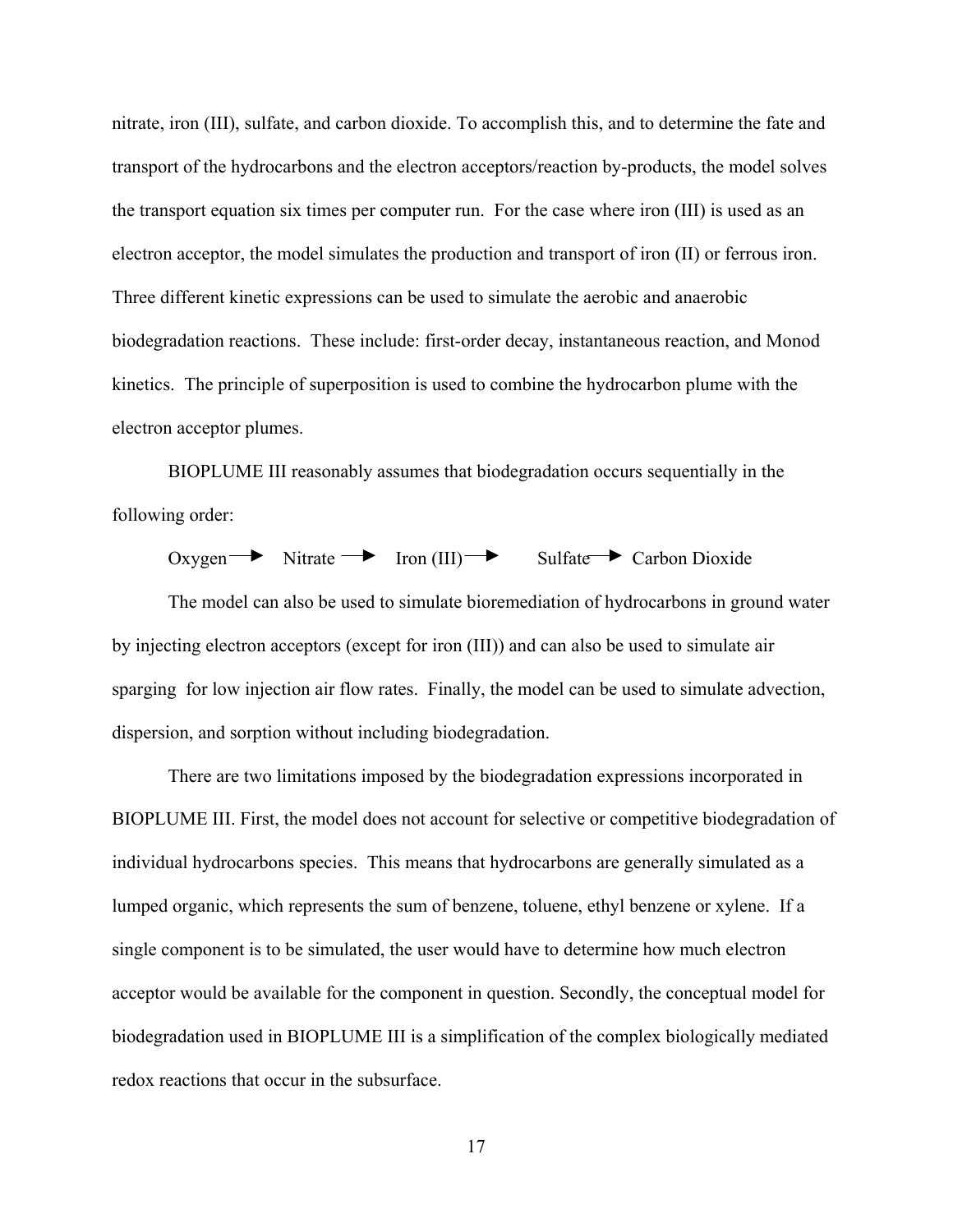nitrate, iron (III), sulfate, and carbon dioxide. To accomplish this, and to determine the fate and transport of the hydrocarbons and the electron acceptors/reaction by-products, the model solves the transport equation six times per computer run. For the case where iron (III) is used as an electron acceptor, the model simulates the production and transport of iron (II) or ferrous iron. Three different kinetic expressions can be used to simulate the aerobic and anaerobic biodegradation reactions. These include: first-order decay, instantaneous reaction, and Monod kinetics. The principle of superposition is used to combine the hydrocarbon plume with the electron acceptor plumes.

BIOPLUME III reasonably assumes that biodegradation occurs sequentially in the following order:

Oxygen → Nitrate → Iron (III) → Sulfate → Carbon Dioxide

The model can also be used to simulate bioremediation of hydrocarbons in ground water by injecting electron acceptors (except for iron (III)) and can also be used to simulate air sparging for low injection air flow rates. Finally, the model can be used to simulate advection, dispersion, and sorption without including biodegradation.

There are two limitations imposed by the biodegradation expressions incorporated in BIOPLUME III. First, the model does not account for selective or competitive biodegradation of individual hydrocarbons species. This means that hydrocarbons are generally simulated as a lumped organic, which represents the sum of benzene, toluene, ethyl benzene or xylene. If a single component is to be simulated, the user would have to determine how much electron acceptor would be available for the component in question. Secondly, the conceptual model for biodegradation used in BIOPLUME III is a simplification of the complex biologically mediated redox reactions that occur in the subsurface.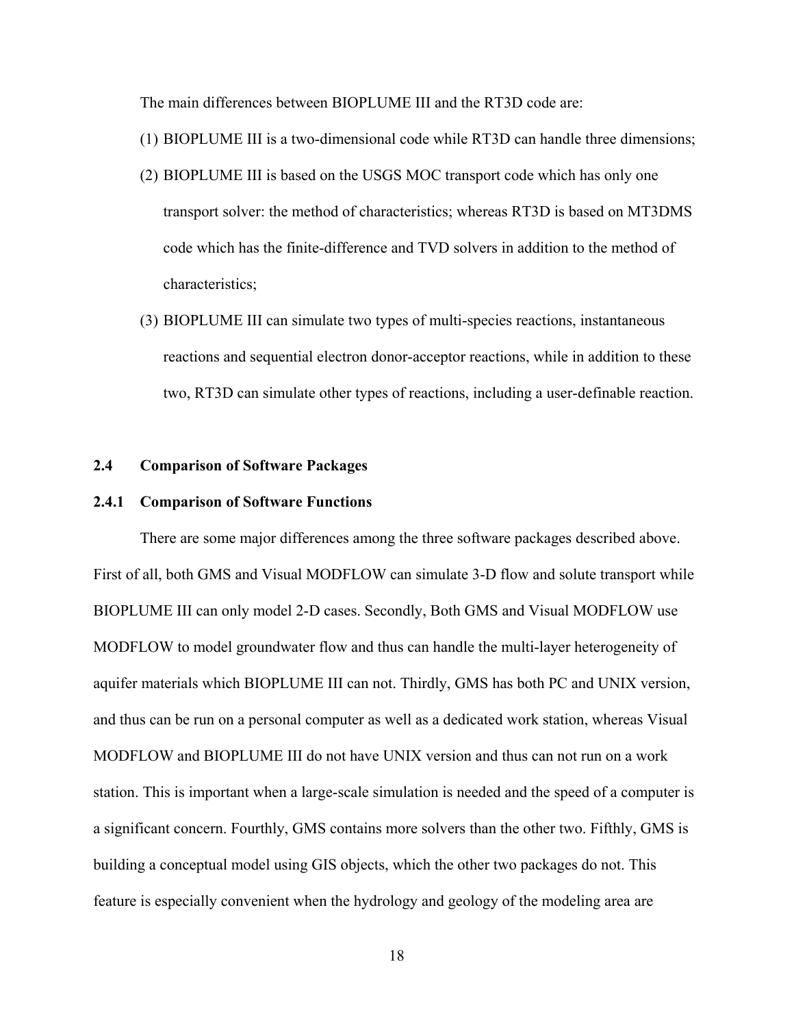The main differences between BIOPLUME III and the RT3D code are:

(1) BIOPLUME III is a two-dimensional code while RT3D can handle three dimensions;

(2) BIOPLUME III is based on the USGS MOC transport code which has only one transport solver: the method of characteristics; whereas RT3D is based on MT3DMS code which has the finite-difference and TVD solvers in addition to the method of characteristics;

(3) BIOPLUME III can simulate two types of multi-species reactions, instantaneous reactions and sequential electron donor-acceptor reactions, while in addition to these two, RT3D can simulate other types of reactions, including a user-definable reaction.

## 2.4 Comparison of Software Packages

### 2.4.1 Comparison of Software Functions

There are some major differences among the three software packages described above. First of all, both GMS and Visual MODFLOW can simulate 3-D flow and solute transport while BIOPLUME III can only model 2-D cases. Secondly, Both GMS and Visual MODFLOW use MODFLOW to model groundwater flow and thus can handle the multi-layer heterogeneity of aquifer materials which BIOPLUME III can not. Thirdly, GMS has both PC and UNIX version, and thus can be run on a personal computer as well as a dedicated work station, whereas Visual MODFLOW and BIOPLUME III do not have UNIX version and thus can not run on a work station. This is important when a large-scale simulation is needed and the speed of a computer is a significant concern. Fourthly, GMS contains more solvers than the other two. Fifthly, GMS is building a conceptual model using GIS objects, which the other two packages do not. This feature is especially convenient when the hydrology and geology of the modeling area are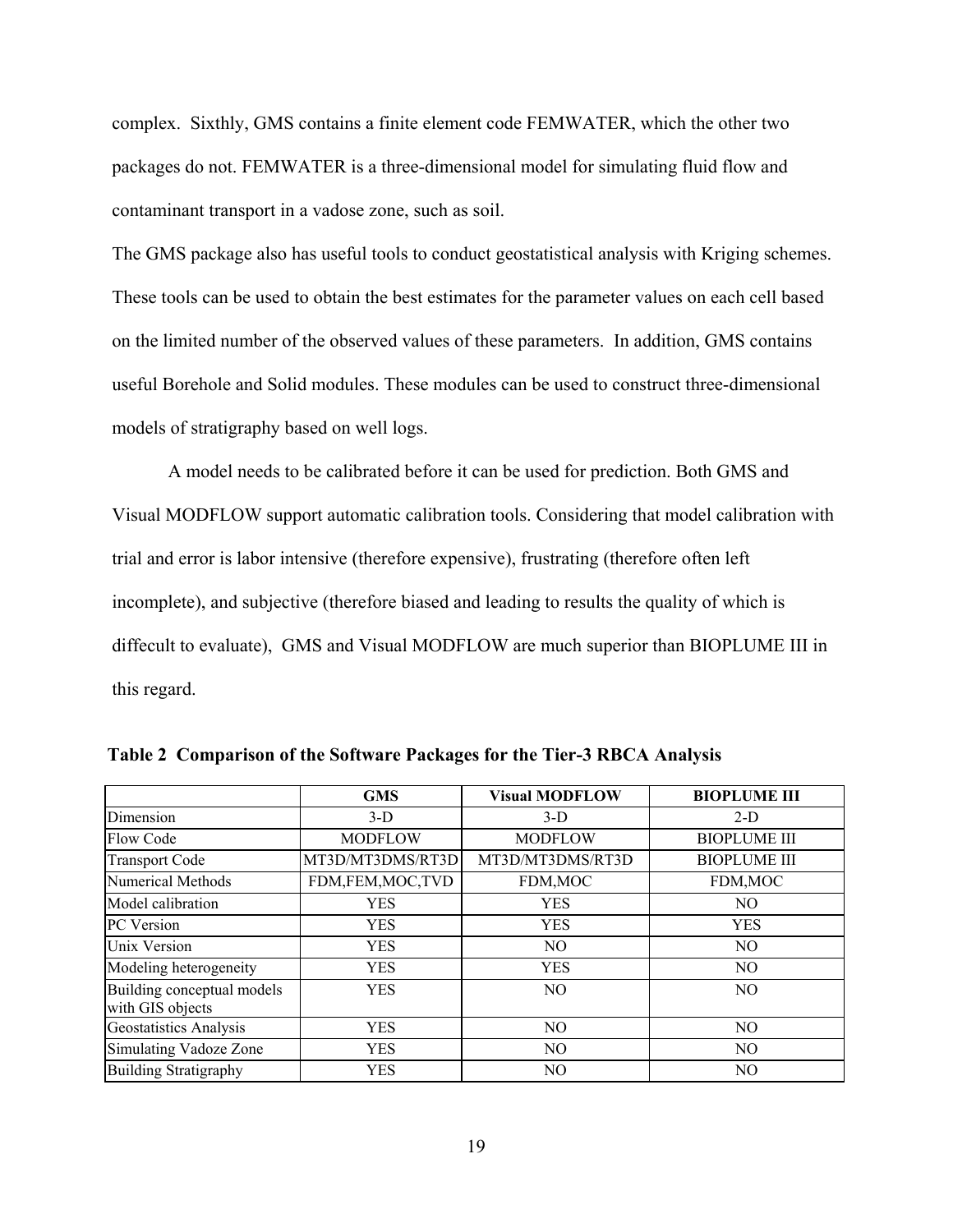complex. Sixthly, GMS contains a finite element code FEMWATER, which the other two packages do not. FEMWATER is a three-dimensional model for simulating fluid flow and contaminant transport in a vadose zone, such as soil.

The GMS package also has useful tools to conduct geostatistical analysis with Kriging schemes. These tools can be used to obtain the best estimates for the parameter values on each cell based on the limited number of the observed values of these parameters. In addition, GMS contains useful Borehole and Solid modules. These modules can be used to construct three-dimensional models of stratigraphy based on well logs.

A model needs to be calibrated before it can be used for prediction. Both GMS and Visual MODFLOW support automatic calibration tools. Considering that model calibration with trial and error is labor intensive (therefore expensive), frustrating (therefore often left incomplete), and subjective (therefore biased and leading to results the quality of which is diffecult to evaluate), GMS and Visual MODFLOW are much superior than BIOPLUME III in this regard.

**Table 2 Comparison of the Software Packages for the Tier-3 RBCA Analysis**

| | GMS | Visual MODFLOW | BIOPLUME III |
|---|---|---|---|
| Dimension | 3-D | 3-D | 2-D |
| Flow Code | MODFLOW | MODFLOW | BIOPLUME III |
| Transport Code | MT3D/MT3DMS/RT3D | MT3D/MT3DMS/RT3D | BIOPLUME III |
| Numerical Methods | FDM,FEM,MOC,TVD | FDM,MOC | FDM,MOC |
| Model calibration | YES | YES | NO |
| PC Version | YES | YES | YES |
| Unix Version | YES | NO | NO |
| Modeling heterogeneity | YES | YES | NO |
| Building conceptual models with GIS objects | YES | NO | NO |
| Geostatistics Analysis | YES | NO | NO |
| Simulating Vadoze Zone | YES | NO | NO |
| Building Stratigraphy | YES | NO | NO |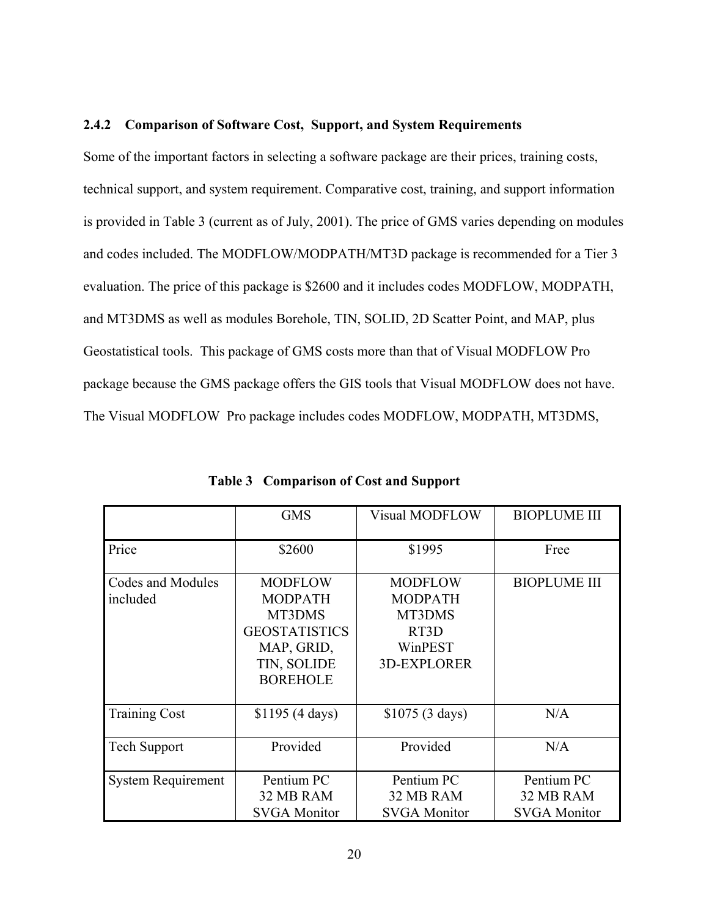### 2.4.2 Comparison of Software Cost, Support, and System Requirements

Some of the important factors in selecting a software package are their prices, training costs, technical support, and system requirement. Comparative cost, training, and support information is provided in Table 3 (current as of July, 2001). The price of GMS varies depending on modules and codes included. The MODFLOW/MODPATH/MT3D package is recommended for a Tier 3 evaluation. The price of this package is $2600 and it includes codes MODFLOW, MODPATH, and MT3DMS as well as modules Borehole, TIN, SOLID, 2D Scatter Point, and MAP, plus Geostatistical tools. This package of GMS costs more than that of Visual MODFLOW Pro package because the GMS package offers the GIS tools that Visual MODFLOW does not have. The Visual MODFLOW Pro package includes codes MODFLOW, MODPATH, MT3DMS,

**Table 3 Comparison of Cost and Support**

| | GMS | Visual MODFLOW | BIOPLUME III |
|---|---|---|---|
| Price | $2600 | $1995 | Free |
| Codes and Modules included | MODFLOW<br>MODPATH<br>MT3DMS<br>GEOSTATISTICS<br>MAP, GRID,<br>TIN, SOLIDE<br>BOREHOLE | MODFLOW<br>MODPATH<br>MT3DMS<br>RT3D<br>WinPEST<br>3D-EXPLORER | BIOPLUME III |
| Training Cost | $1195 (4 days) | $1075 (3 days) | N/A |
| Tech Support | Provided | Provided | N/A |
| System Requirement | Pentium PC<br>32 MB RAM<br>SVGA Monitor | Pentium PC<br>32 MB RAM<br>SVGA Monitor | Pentium PC<br>32 MB RAM<br>SVGA Monitor |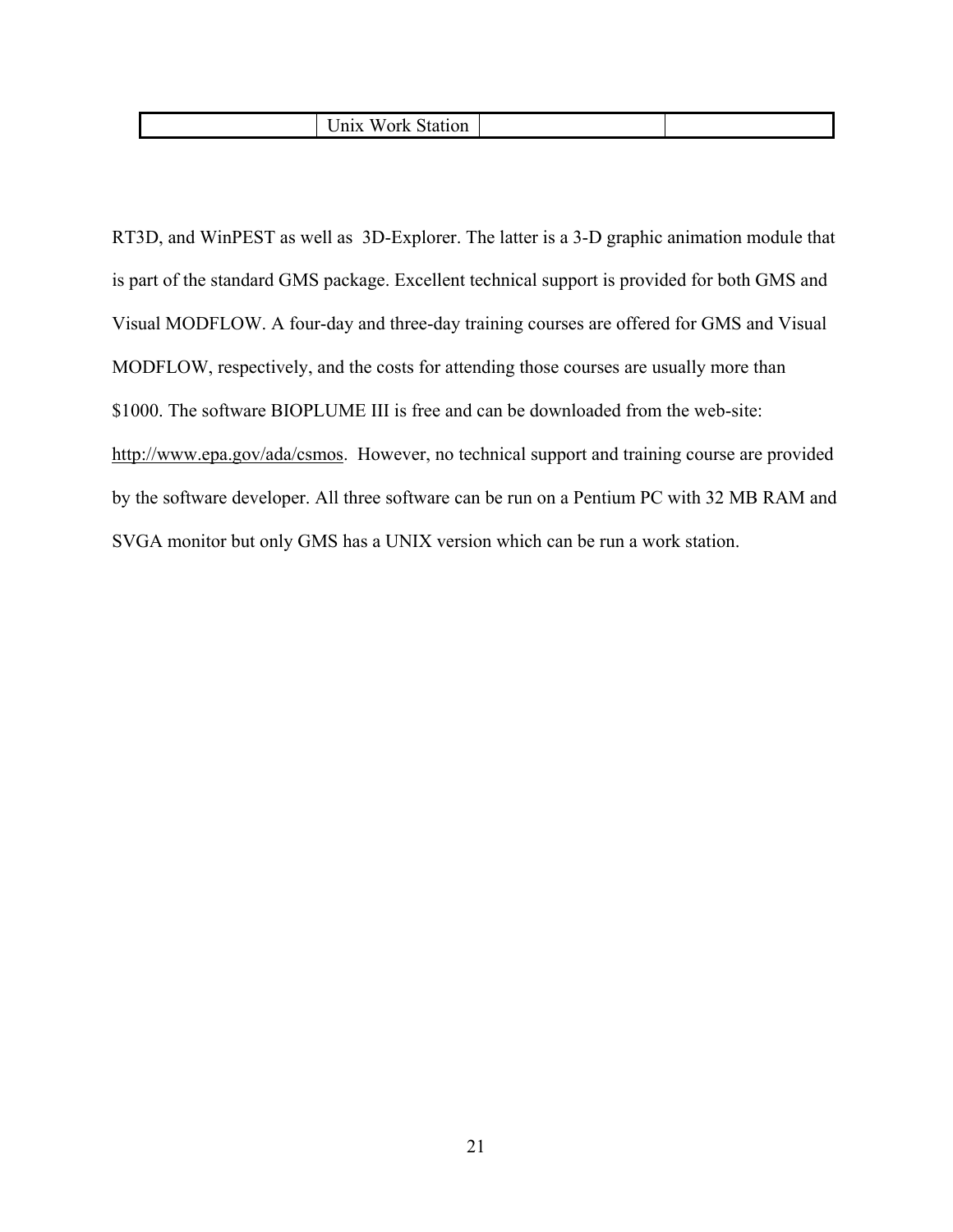| | Unix Work Station | | |
|---|---|---|---|

RT3D, and WinPEST as well as 3D-Explorer. The latter is a 3-D graphic animation module that is part of the standard GMS package. Excellent technical support is provided for both GMS and Visual MODFLOW. A four-day and three-day training courses are offered for GMS and Visual MODFLOW, respectively, and the costs for attending those courses are usually more than $1000. The software BIOPLUME III is free and can be downloaded from the web-site: http://www.epa.gov/ada/csmos. However, no technical support and training course are provided by the software developer. All three software can be run on a Pentium PC with 32 MB RAM and SVGA monitor but only GMS has a UNIX version which can be run a work station.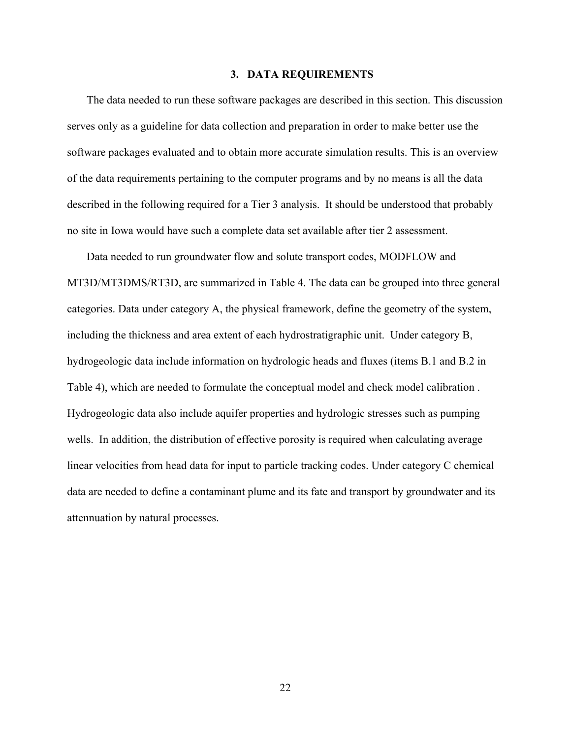# 3. DATA REQUIREMENTS

The data needed to run these software packages are described in this section. This discussion serves only as a guideline for data collection and preparation in order to make better use the software packages evaluated and to obtain more accurate simulation results. This is an overview of the data requirements pertaining to the computer programs and by no means is all the data described in the following required for a Tier 3 analysis.  It should be understood that probably no site in Iowa would have such a complete data set available after tier 2 assessment.

Data needed to run groundwater flow and solute transport codes, MODFLOW and MT3D/MT3DMS/RT3D, are summarized in Table 4. The data can be grouped into three general categories. Data under category A, the physical framework, define the geometry of the system, including the thickness and area extent of each hydrostratigraphic unit.  Under category B, hydrogeologic data include information on hydrologic heads and fluxes (items B.1 and B.2 in Table 4), which are needed to formulate the conceptual model and check model calibration . Hydrogeologic data also include aquifer properties and hydrologic stresses such as pumping wells.  In addition, the distribution of effective porosity is required when calculating average linear velocities from head data for input to particle tracking codes. Under category C chemical data are needed to define a contaminant plume and its fate and transport by groundwater and its attennuation by natural processes.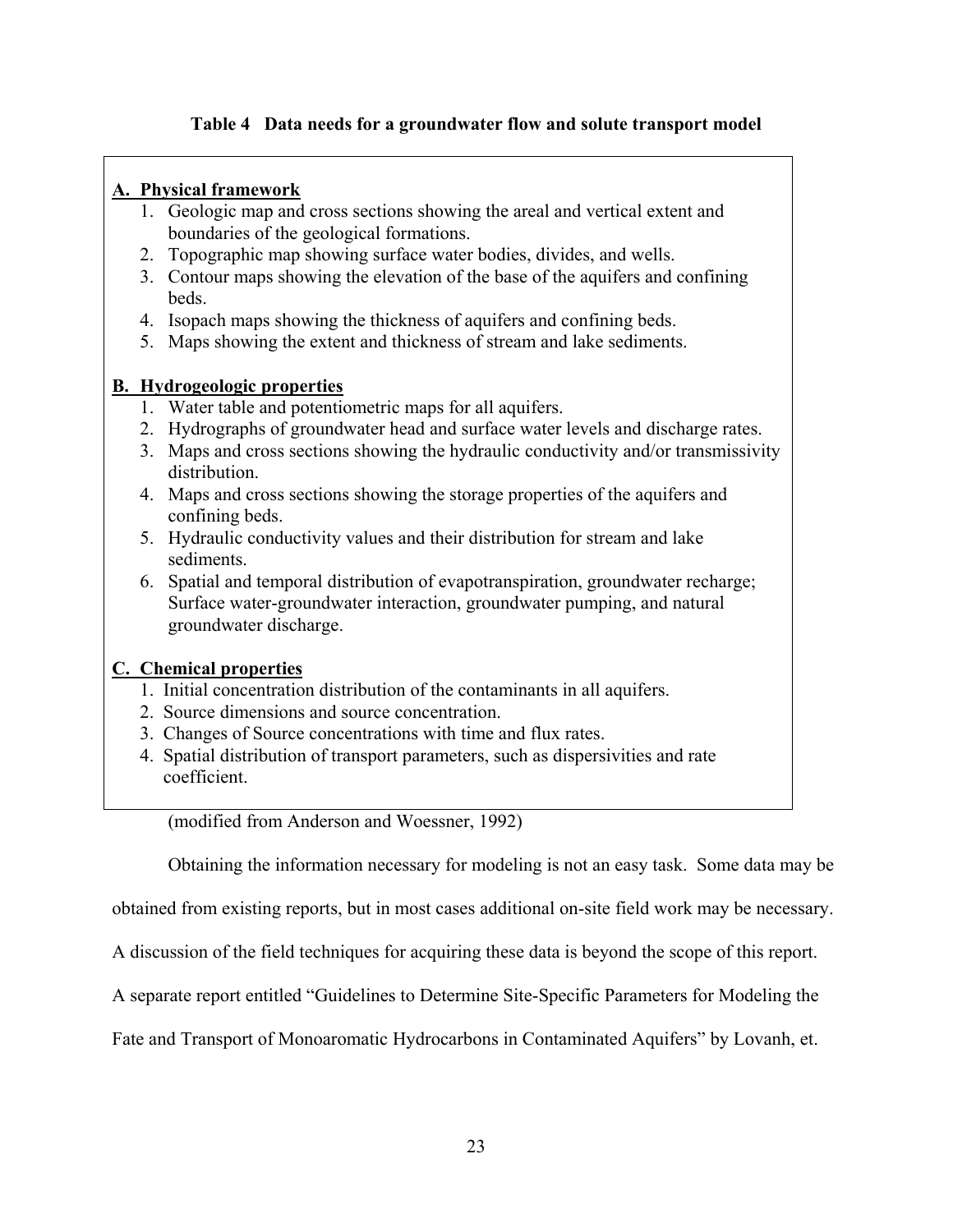**Table 4 Data needs for a groundwater flow and solute transport model**

**A. Physical framework**

1. Geologic map and cross sections showing the areal and vertical extent and boundaries of the geological formations.
2. Topographic map showing surface water bodies, divides, and wells.
3. Contour maps showing the elevation of the base of the aquifers and confining beds.
4. Isopach maps showing the thickness of aquifers and confining beds.
5. Maps showing the extent and thickness of stream and lake sediments.

**B. Hydrogeologic properties**

1. Water table and potentiometric maps for all aquifers.
2. Hydrographs of groundwater head and surface water levels and discharge rates.
3. Maps and cross sections showing the hydraulic conductivity and/or transmissivity distribution.
4. Maps and cross sections showing the storage properties of the aquifers and confining beds.
5. Hydraulic conductivity values and their distribution for stream and lake sediments.
6. Spatial and temporal distribution of evapotranspiration, groundwater recharge; Surface water-groundwater interaction, groundwater pumping, and natural groundwater discharge.

**C. Chemical properties**

1. Initial concentration distribution of the contaminants in all aquifers.
2. Source dimensions and source concentration.
3. Changes of Source concentrations with time and flux rates.
4. Spatial distribution of transport parameters, such as dispersivities and rate coefficient.

(modified from Anderson and Woessner, 1992)

Obtaining the information necessary for modeling is not an easy task. Some data may be obtained from existing reports, but in most cases additional on-site field work may be necessary. A discussion of the field techniques for acquiring these data is beyond the scope of this report. A separate report entitled "Guidelines to Determine Site-Specific Parameters for Modeling the Fate and Transport of Monoaromatic Hydrocarbons in Contaminated Aquifers" by Lovanh, et.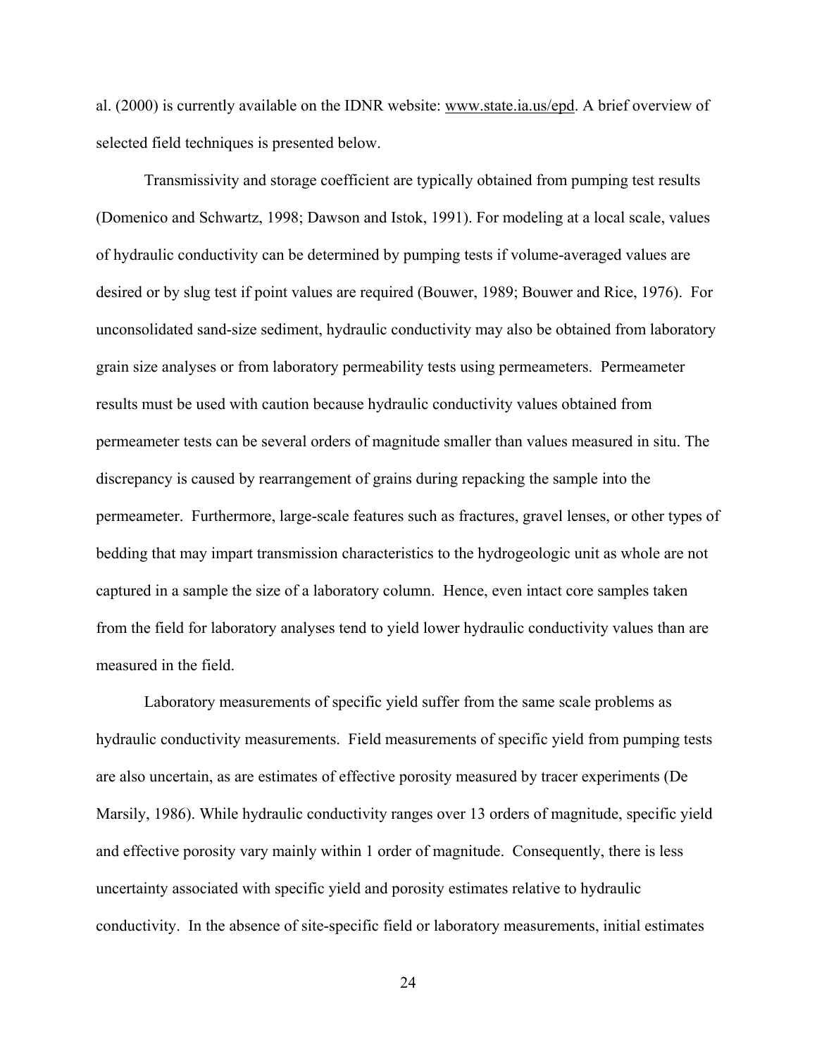al. (2000) is currently available on the IDNR website: www.state.ia.us/epd. A brief overview of selected field techniques is presented below.

Transmissivity and storage coefficient are typically obtained from pumping test results (Domenico and Schwartz, 1998; Dawson and Istok, 1991). For modeling at a local scale, values of hydraulic conductivity can be determined by pumping tests if volume-averaged values are desired or by slug test if point values are required (Bouwer, 1989; Bouwer and Rice, 1976). For unconsolidated sand-size sediment, hydraulic conductivity may also be obtained from laboratory grain size analyses or from laboratory permeability tests using permeameters. Permeameter results must be used with caution because hydraulic conductivity values obtained from permeameter tests can be several orders of magnitude smaller than values measured in situ. The discrepancy is caused by rearrangement of grains during repacking the sample into the permeameter. Furthermore, large-scale features such as fractures, gravel lenses, or other types of bedding that may impart transmission characteristics to the hydrogeologic unit as whole are not captured in a sample the size of a laboratory column. Hence, even intact core samples taken from the field for laboratory analyses tend to yield lower hydraulic conductivity values than are measured in the field.

Laboratory measurements of specific yield suffer from the same scale problems as hydraulic conductivity measurements. Field measurements of specific yield from pumping tests are also uncertain, as are estimates of effective porosity measured by tracer experiments (De Marsily, 1986). While hydraulic conductivity ranges over 13 orders of magnitude, specific yield and effective porosity vary mainly within 1 order of magnitude. Consequently, there is less uncertainty associated with specific yield and porosity estimates relative to hydraulic conductivity. In the absence of site-specific field or laboratory measurements, initial estimates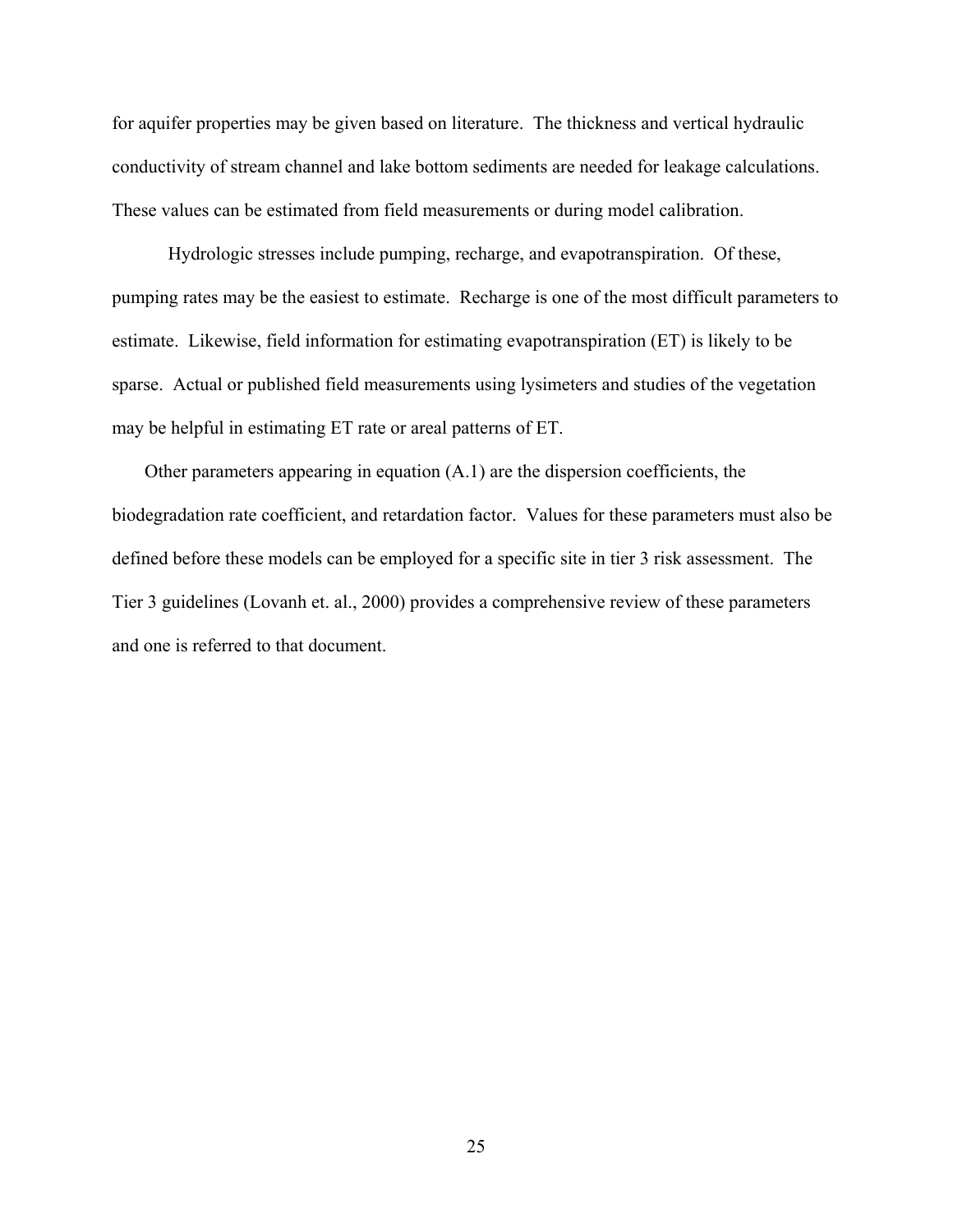for aquifer properties may be given based on literature. The thickness and vertical hydraulic conductivity of stream channel and lake bottom sediments are needed for leakage calculations. These values can be estimated from field measurements or during model calibration.

Hydrologic stresses include pumping, recharge, and evapotranspiration. Of these, pumping rates may be the easiest to estimate. Recharge is one of the most difficult parameters to estimate. Likewise, field information for estimating evapotranspiration (ET) is likely to be sparse. Actual or published field measurements using lysimeters and studies of the vegetation may be helpful in estimating ET rate or areal patterns of ET.

Other parameters appearing in equation (A.1) are the dispersion coefficients, the biodegradation rate coefficient, and retardation factor. Values for these parameters must also be defined before these models can be employed for a specific site in tier 3 risk assessment. The Tier 3 guidelines (Lovanh et. al., 2000) provides a comprehensive review of these parameters and one is referred to that document.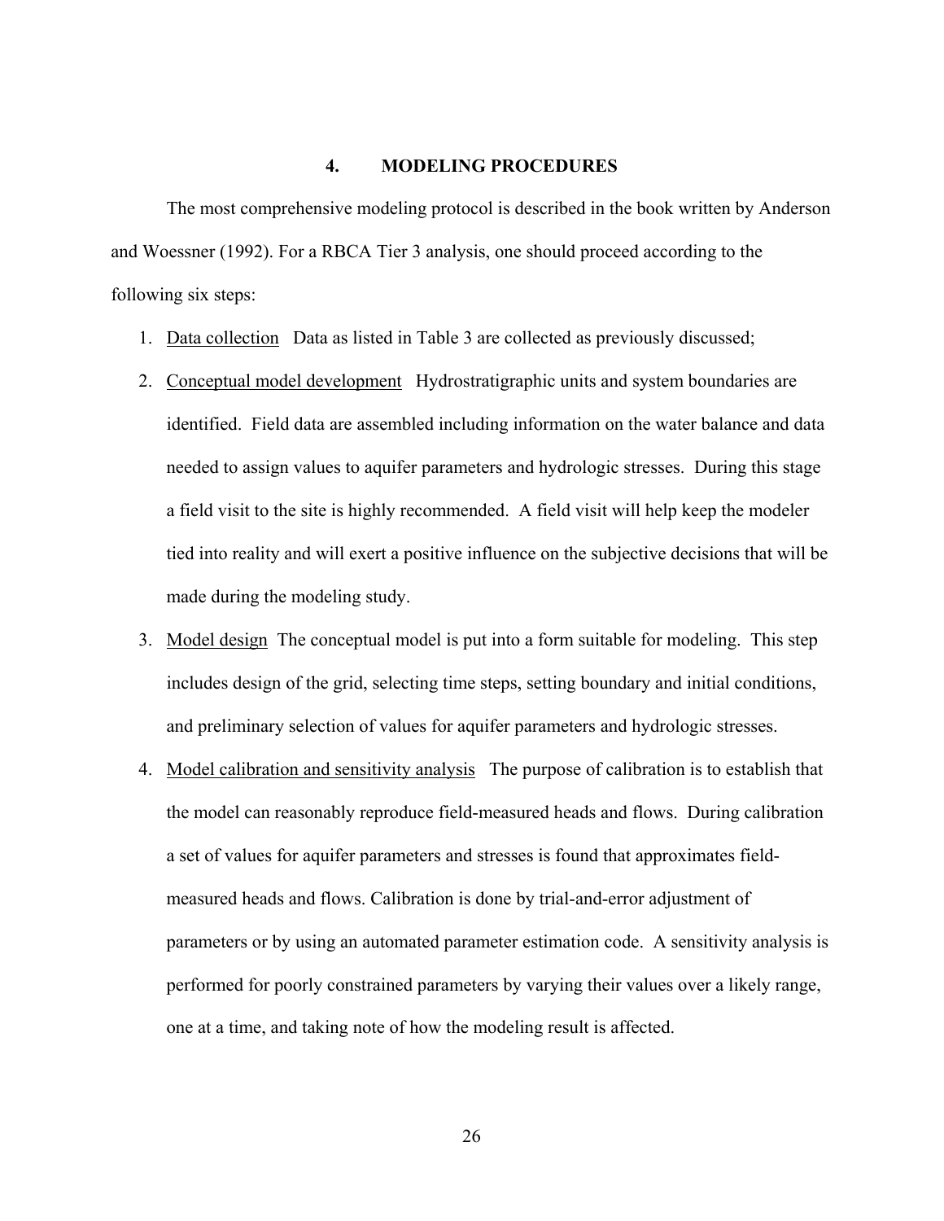# 4. MODELING PROCEDURES

The most comprehensive modeling protocol is described in the book written by Anderson and Woessner (1992). For a RBCA Tier 3 analysis, one should proceed according to the following six steps:

1. Data collection   Data as listed in Table 3 are collected as previously discussed;
2. Conceptual model development   Hydrostratigraphic units and system boundaries are identified. Field data are assembled including information on the water balance and data needed to assign values to aquifer parameters and hydrologic stresses. During this stage a field visit to the site is highly recommended. A field visit will help keep the modeler tied into reality and will exert a positive influence on the subjective decisions that will be made during the modeling study.
3. Model design  The conceptual model is put into a form suitable for modeling. This step includes design of the grid, selecting time steps, setting boundary and initial conditions, and preliminary selection of values for aquifer parameters and hydrologic stresses.
4. Model calibration and sensitivity analysis   The purpose of calibration is to establish that the model can reasonably reproduce field-measured heads and flows. During calibration a set of values for aquifer parameters and stresses is found that approximates field-measured heads and flows. Calibration is done by trial-and-error adjustment of parameters or by using an automated parameter estimation code. A sensitivity analysis is performed for poorly constrained parameters by varying their values over a likely range, one at a time, and taking note of how the modeling result is affected.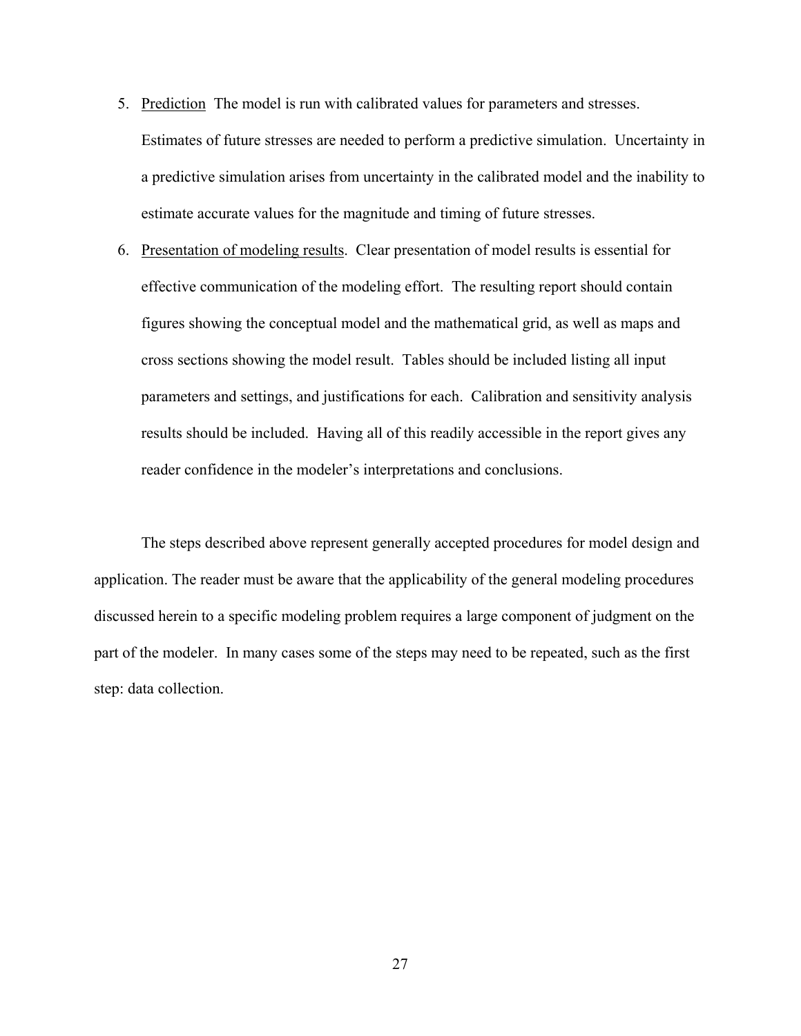5. <u>Prediction</u> The model is run with calibrated values for parameters and stresses. Estimates of future stresses are needed to perform a predictive simulation. Uncertainty in a predictive simulation arises from uncertainty in the calibrated model and the inability to estimate accurate values for the magnitude and timing of future stresses.

6. <u>Presentation of modeling results</u>. Clear presentation of model results is essential for effective communication of the modeling effort. The resulting report should contain figures showing the conceptual model and the mathematical grid, as well as maps and cross sections showing the model result. Tables should be included listing all input parameters and settings, and justifications for each. Calibration and sensitivity analysis results should be included. Having all of this readily accessible in the report gives any reader confidence in the modeler's interpretations and conclusions.

The steps described above represent generally accepted procedures for model design and application. The reader must be aware that the applicability of the general modeling procedures discussed herein to a specific modeling problem requires a large component of judgment on the part of the modeler. In many cases some of the steps may need to be repeated, such as the first step: data collection.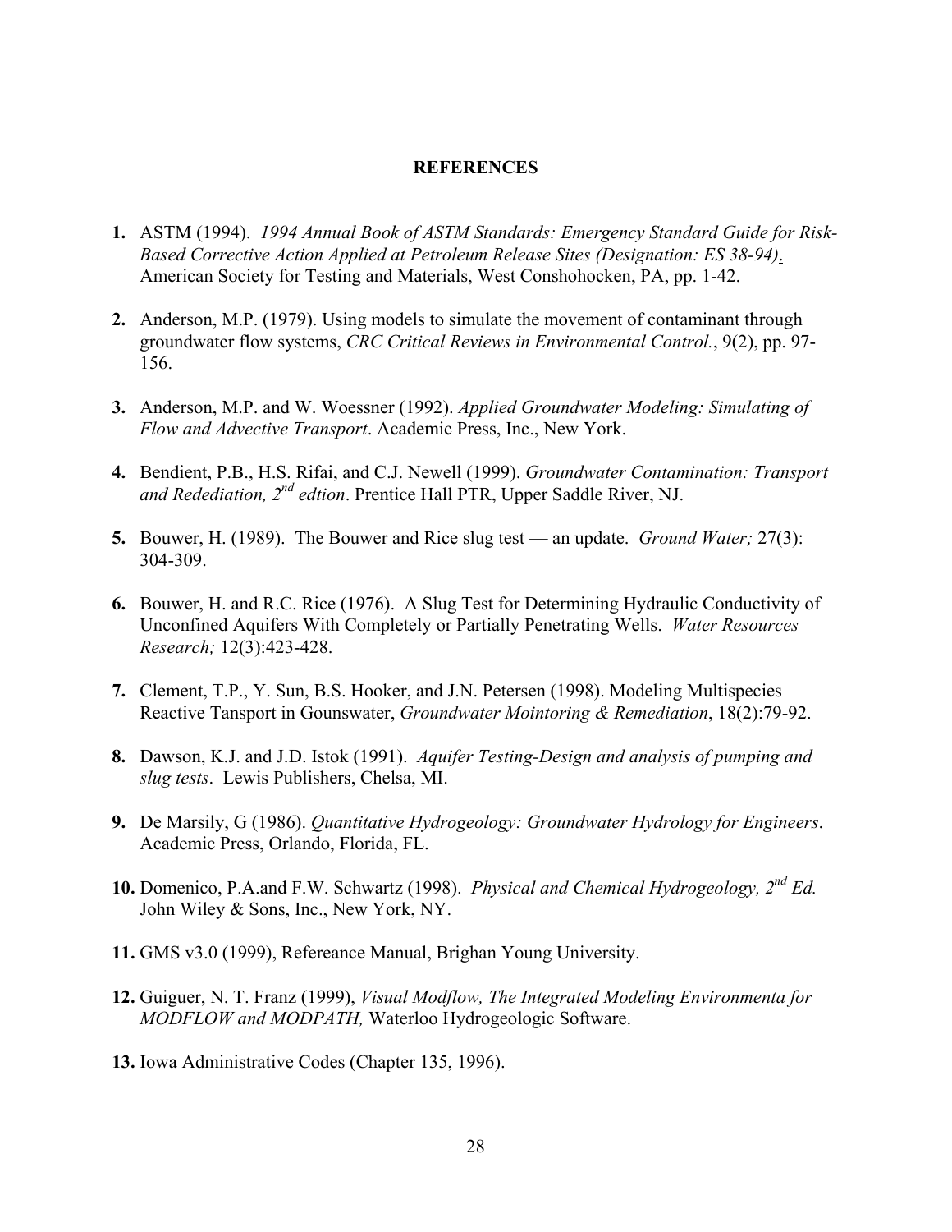## REFERENCES

1. ASTM (1994). *1994 Annual Book of ASTM Standards: Emergency Standard Guide for Risk-Based Corrective Action Applied at Petroleum Release Sites (Designation: ES 38-94)*. American Society for Testing and Materials, West Conshohocken, PA, pp. 1-42.

2. Anderson, M.P. (1979). Using models to simulate the movement of contaminant through groundwater flow systems, *CRC Critical Reviews in Environmental Control.*, 9(2), pp. 97-156.

3. Anderson, M.P. and W. Woessner (1992). *Applied Groundwater Modeling: Simulating of Flow and Advective Transport*. Academic Press, Inc., New York.

4. Bendient, P.B., H.S. Rifai, and C.J. Newell (1999). *Groundwater Contamination: Transport and Rdediation, 2nd edtion*. Prentice Hall PTR, Upper Saddle River, NJ.

5. Bouwer, H. (1989). The Bouwer and Rice slug test — an update. *Ground Water;* 27(3): 304-309.

6. Bouwer, H. and R.C. Rice (1976). A Slug Test for Determining Hydraulic Conductivity of Unconfined Aquifers With Completely or Partially Penetrating Wells. *Water Resources Research;* 12(3):423-428.

7. Clement, T.P., Y. Sun, B.S. Hooker, and J.N. Petersen (1998). Modeling Multispecies Reactive Tansport in Gounswater, *Groundwater Mointoring & Remediation*, 18(2):79-92.

8. Dawson, K.J. and J.D. Istok (1991). *Aquifer Testing-Design and analysis of pumping and slug tests*. Lewis Publishers, Chelsa, MI.

9. De Marsily, G (1986). *Quantitative Hydrogeology: Groundwater Hydrology for Engineers*. Academic Press, Orlando, Florida, FL.

10. Domenico, P.A.and F.W. Schwartz (1998). *Physical and Chemical Hydrogeology, 2nd Ed.* John Wiley & Sons, Inc., New York, NY.

11. GMS v3.0 (1999), Refereance Manual, Brighan Young University.

12. Guiguer, N. T. Franz (1999), *Visual Modflow, The Integrated Modeling Environmenta for MODFLOW and MODPATH,* Waterloo Hydrogeologic Software.

13. Iowa Administrative Codes (Chapter 135, 1996).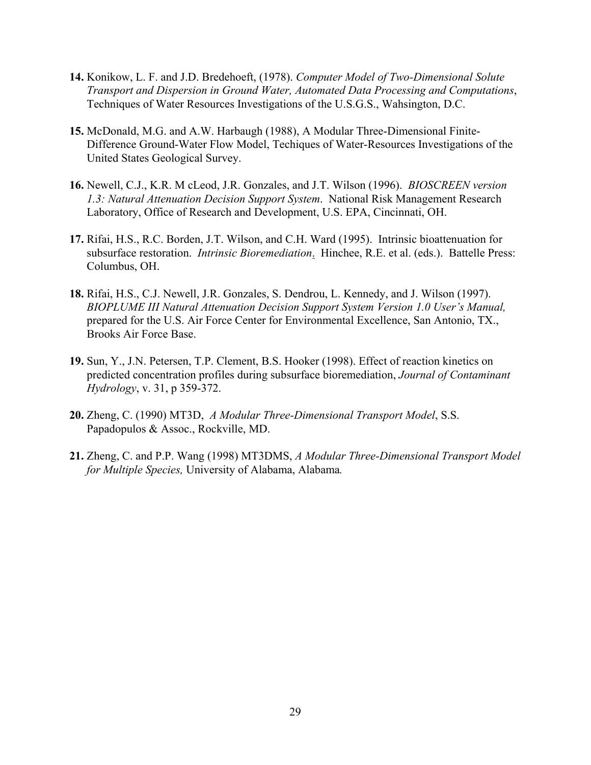**14.** Konikow, L. F. and J.D. Bredehoeft, (1978). *Computer Model of Two-Dimensional Solute Transport and Dispersion in Ground Water, Automated Data Processing and Computations*, Techniques of Water Resources Investigations of the U.S.G.S., Wahsington, D.C.

**15.** McDonald, M.G. and A.W. Harbaugh (1988), A Modular Three-Dimensional Finite-Difference Ground-Water Flow Model, Techiques of Water-Resources Investigations of the United States Geological Survey.

**16.** Newell, C.J., K.R. M cLeod, J.R. Gonzales, and J.T. Wilson (1996). *BIOSCREEN version 1.3: Natural Attenuation Decision Support System*. National Risk Management Research Laboratory, Office of Research and Development, U.S. EPA, Cincinnati, OH.

**17.** Rifai, H.S., R.C. Borden, J.T. Wilson, and C.H. Ward (1995). Intrinsic bioattenuation for subsurface restoration. *Intrinsic Bioremediation*. Hinchee, R.E. et al. (eds.). Battelle Press: Columbus, OH.

**18.** Rifai, H.S., C.J. Newell, J.R. Gonzales, S. Dendrou, L. Kennedy, and J. Wilson (1997). *BIOPLUME III Natural Attenuation Decision Support System Version 1.0 User's Manual,* prepared for the U.S. Air Force Center for Environmental Excellence, San Antonio, TX., Brooks Air Force Base.

**19.** Sun, Y., J.N. Petersen, T.P. Clement, B.S. Hooker (1998). Effect of reaction kinetics on predicted concentration profiles during subsurface bioremediation, *Journal of Contaminant Hydrology*, v. 31, p 359-372.

**20.** Zheng, C. (1990) MT3D, *A Modular Three-Dimensional Transport Model*, S.S. Papadopulos & Assoc., Rockville, MD.

**21.** Zheng, C. and P.P. Wang (1998) MT3DMS, *A Modular Three-Dimensional Transport Model for Multiple Species,* University of Alabama, Alabama*.*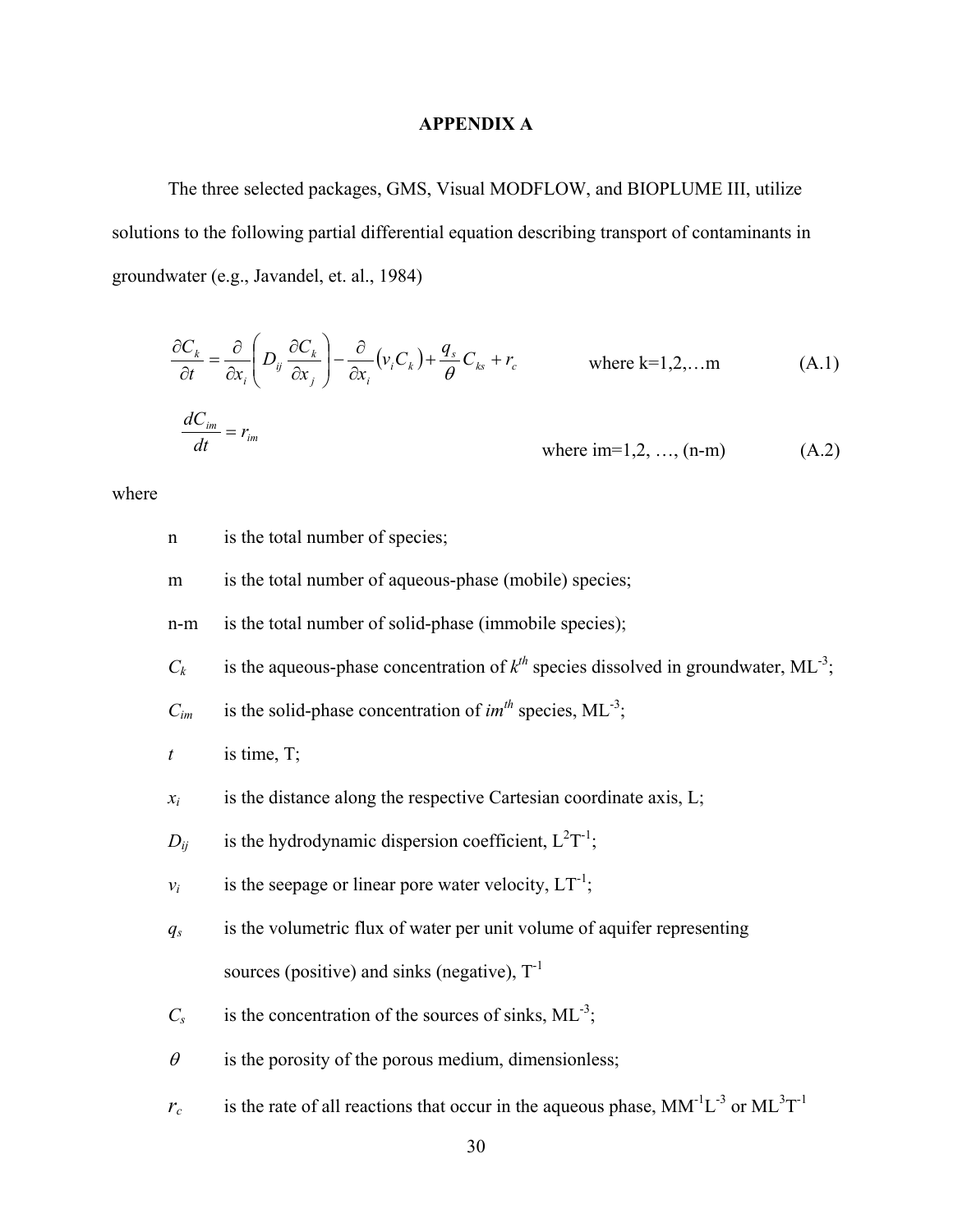# APPENDIX A

The three selected packages, GMS, Visual MODFLOW, and BIOPLUME III, utilize solutions to the following partial differential equation describing transport of contaminants in groundwater (e.g., Javandel, et. al., 1984)

$$\frac{\partial C_k}{\partial t} = \frac{\partial}{\partial x_i}\left(D_{ij}\frac{\partial C_k}{\partial x_j}\right) - \frac{\partial}{\partial x_i}\left(v_i C_k\right) + \frac{q_s}{\theta}C_{ks} + r_c \qquad \text{where k=1,2,…m} \qquad \text{(A.1)}$$

$$\frac{dC_{im}}{dt} = r_{im} \qquad \text{where im=1,2, …, (n-m)} \qquad \text{(A.2)}$$

where

- $n$ is the total number of species;
- $m$ is the total number of aqueous-phase (mobile) species;
- $n$-$m$ is the total number of solid-phase (immobile species);
- $C_k$ is the aqueous-phase concentration of $k^{th}$ species dissolved in groundwater, $ML^{-3}$;
- $C_{im}$ is the solid-phase concentration of $im^{th}$ species, $ML^{-3}$;
- $t$ is time, T;
- $x_i$ is the distance along the respective Cartesian coordinate axis, L;
- $D_{ij}$ is the hydrodynamic dispersion coefficient, $L^2T^{-1}$;
- $v_i$ is the seepage or linear pore water velocity, $LT^{-1}$;
- $q_s$ is the volumetric flux of water per unit volume of aquifer representing sources (positive) and sinks (negative), $T^{-1}$
- $C_s$ is the concentration of the sources of sinks, $ML^{-3}$;
- $\theta$ is the porosity of the porous medium, dimensionless;
- $r_c$ is the rate of all reactions that occur in the aqueous phase, $MM^{-1}L^{-3}$ or $ML^3T^{-1}$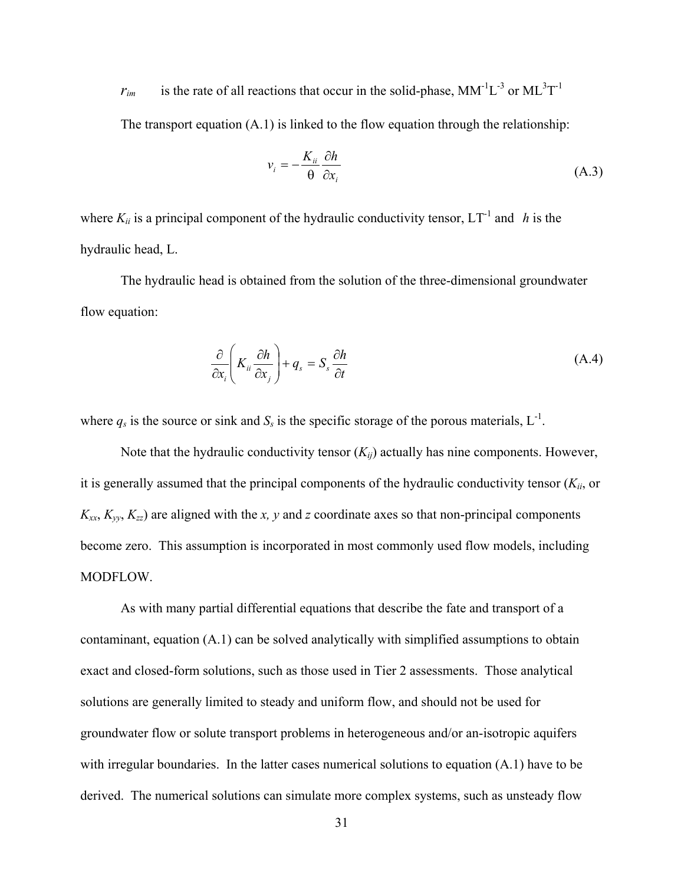$r_{im}$ is the rate of all reactions that occur in the solid-phase, $MM^{-1}L^{-3}$ or $ML^{3}T^{-1}$

The transport equation (A.1) is linked to the flow equation through the relationship:

$$v_i = -\frac{K_{ii}}{\theta}\frac{\partial h}{\partial x_i} \tag{A.3}$$

where $K_{ii}$ is a principal component of the hydraulic conductivity tensor, $LT^{-1}$ and $h$ is the hydraulic head, L.

The hydraulic head is obtained from the solution of the three-dimensional groundwater flow equation:

$$\frac{\partial}{\partial x_i}\left(K_{ii}\frac{\partial h}{\partial x_j}\right) + q_s = S_s\frac{\partial h}{\partial t} \tag{A.4}$$

where $q_s$ is the source or sink and $S_s$ is the specific storage of the porous materials, $L^{-1}$.

Note that the hydraulic conductivity tensor ($K_{ij}$) actually has nine components. However, it is generally assumed that the principal components of the hydraulic conductivity tensor ($K_{ii}$, or $K_{xx}$, $K_{yy}$, $K_{zz}$) are aligned with the *x, y* and *z* coordinate axes so that non-principal components become zero. This assumption is incorporated in most commonly used flow models, including MODFLOW.

As with many partial differential equations that describe the fate and transport of a contaminant, equation (A.1) can be solved analytically with simplified assumptions to obtain exact and closed-form solutions, such as those used in Tier 2 assessments. Those analytical solutions are generally limited to steady and uniform flow, and should not be used for groundwater flow or solute transport problems in heterogeneous and/or an-isotropic aquifers with irregular boundaries. In the latter cases numerical solutions to equation (A.1) have to be derived. The numerical solutions can simulate more complex systems, such as unsteady flow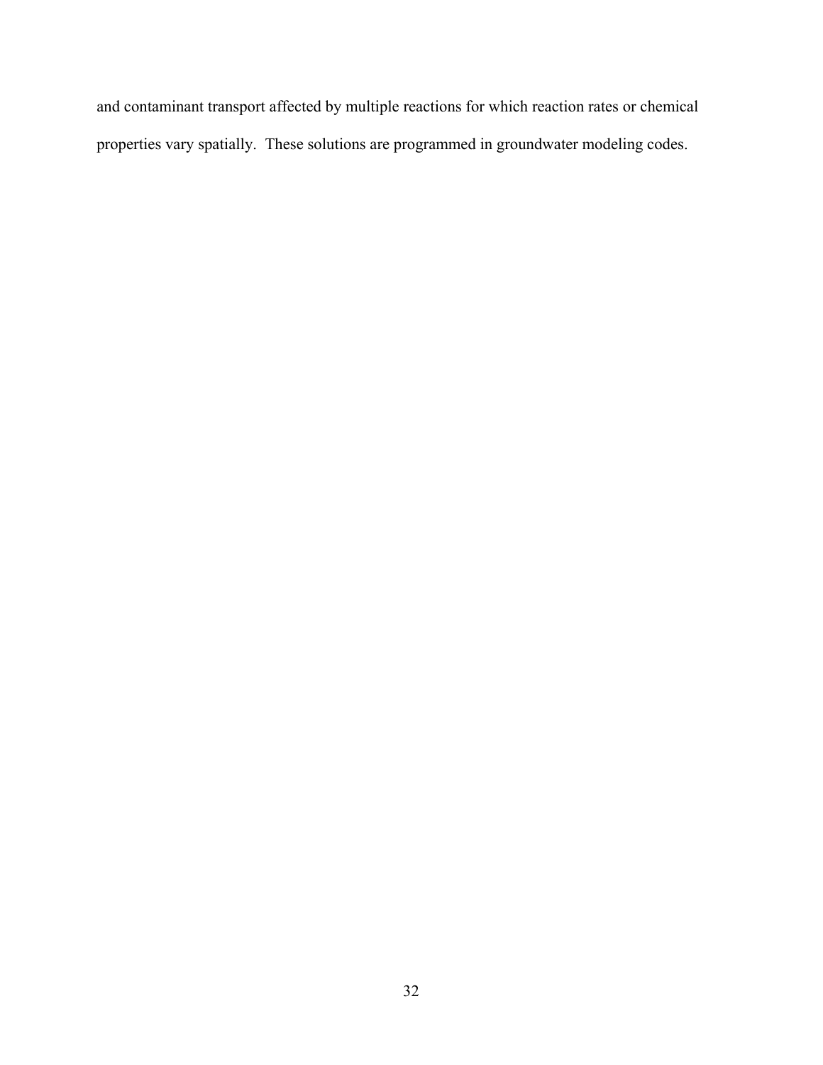and contaminant transport affected by multiple reactions for which reaction rates or chemical properties vary spatially. These solutions are programmed in groundwater modeling codes.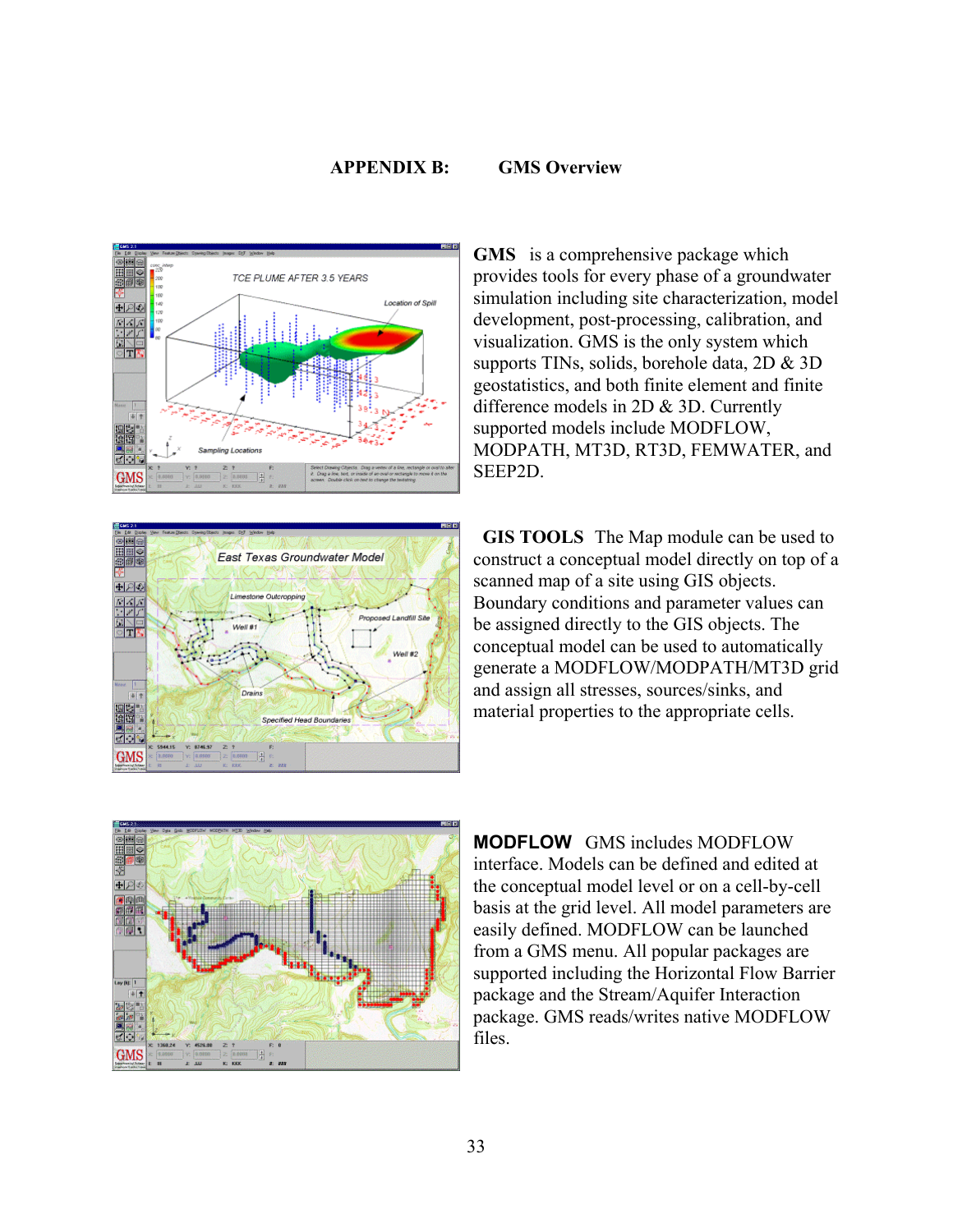# APPENDIX B: GMS Overview

**GMS** is a comprehensive package which provides tools for every phase of a groundwater simulation including site characterization, model development, post-processing, calibration, and visualization. GMS is the only system which supports TINs, solids, borehole data, 2D & 3D geostatistics, and both finite element and finite difference models in 2D & 3D. Currently supported models include MODFLOW, MODPATH, MT3D, RT3D, FEMWATER, and SEEP2D.

**GIS TOOLS** The Map module can be used to construct a conceptual model directly on top of a scanned map of a site using GIS objects. Boundary conditions and parameter values can be assigned directly to the GIS objects. The conceptual model can be used to automatically generate a MODFLOW/MODPATH/MT3D grid and assign all stresses, sources/sinks, and material properties to the appropriate cells.

**MODFLOW** GMS includes MODFLOW interface. Models can be defined and edited at the conceptual model level or on a cell-by-cell basis at the grid level. All model parameters are easily defined. MODFLOW can be launched from a GMS menu. All popular packages are supported including the Horizontal Flow Barrier package and the Stream/Aquifer Interaction package. GMS reads/writes native MODFLOW files.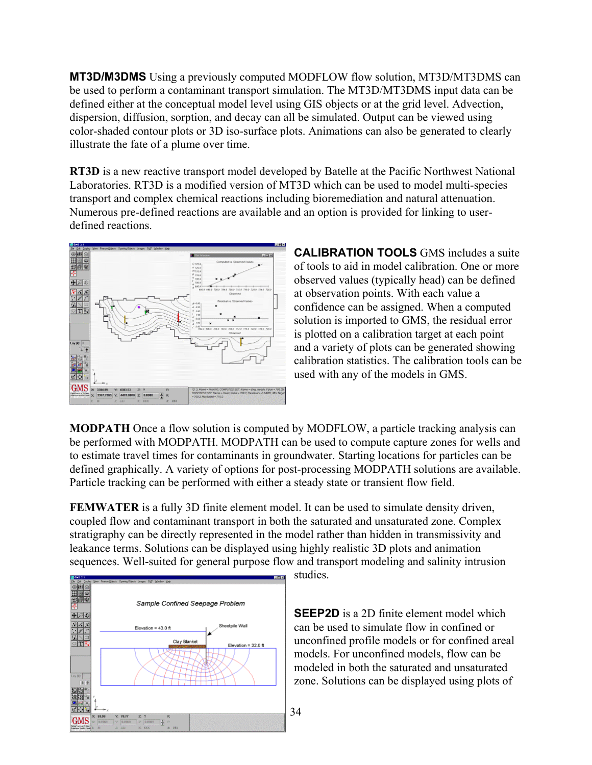**MT3D/M3DMS** Using a previously computed MODFLOW flow solution, MT3D/MT3DMS can be used to perform a contaminant transport simulation. The MT3D/MT3DMS input data can be defined either at the conceptual model level using GIS objects or at the grid level. Advection, dispersion, diffusion, sorption, and decay can all be simulated. Output can be viewed using color-shaded contour plots or 3D iso-surface plots. Animations can also be generated to clearly illustrate the fate of a plume over time.

**RT3D** is a new reactive transport model developed by Batelle at the Pacific Northwest National Laboratories. RT3D is a modified version of MT3D which can be used to model multi-species transport and complex chemical reactions including bioremediation and natural attenuation. Numerous pre-defined reactions are available and an option is provided for linking to user-defined reactions.

**CALIBRATION TOOLS** GMS includes a suite of tools to aid in model calibration. One or more observed values (typically head) can be defined at observation points. With each value a confidence can be assigned. When a computed solution is imported to GMS, the residual error is plotted on a calibration target at each point and a variety of plots can be generated showing calibration statistics. The calibration tools can be used with any of the models in GMS.

**MODPATH** Once a flow solution is computed by MODFLOW, a particle tracking analysis can be performed with MODPATH. MODPATH can be used to compute capture zones for wells and to estimate travel times for contaminants in groundwater. Starting locations for particles can be defined graphically. A variety of options for post-processing MODPATH solutions are available. Particle tracking can be performed with either a steady state or transient flow field.

**FEMWATER** is a fully 3D finite element model. It can be used to simulate density driven, coupled flow and contaminant transport in both the saturated and unsaturated zone. Complex stratigraphy can be directly represented in the model rather than hidden in transmissivity and leakance terms. Solutions can be displayed using highly realistic 3D plots and animation sequences. Well-suited for general purpose flow and transport modeling and salinity intrusion studies.

**SEEP2D** is a 2D finite element model which can be used to simulate flow in confined or unconfined profile models or for confined areal models. For unconfined models, flow can be modeled in both the saturated and unsaturated zone. Solutions can be displayed using plots of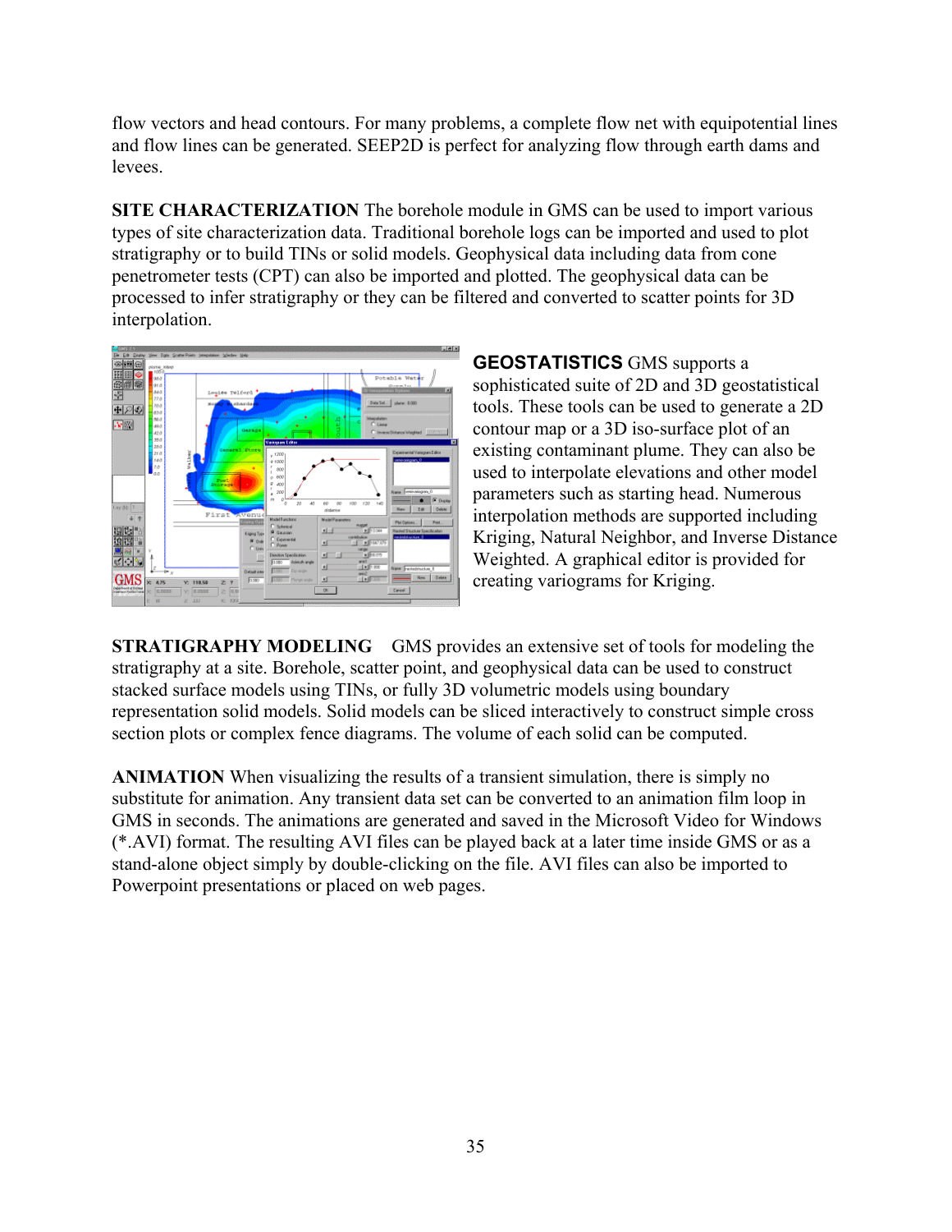flow vectors and head contours. For many problems, a complete flow net with equipotential lines and flow lines can be generated. SEEP2D is perfect for analyzing flow through earth dams and levees.

**SITE CHARACTERIZATION** The borehole module in GMS can be used to import various types of site characterization data. Traditional borehole logs can be imported and used to plot stratigraphy or to build TINs or solid models. Geophysical data including data from cone penetrometer tests (CPT) can also be imported and plotted. The geophysical data can be processed to infer stratigraphy or they can be filtered and converted to scatter points for 3D interpolation.

**GEOSTATISTICS** GMS supports a sophisticated suite of 2D and 3D geostatistical tools. These tools can be used to generate a 2D contour map or a 3D iso-surface plot of an existing contaminant plume. They can also be used to interpolate elevations and other model parameters such as starting head. Numerous interpolation methods are supported including Kriging, Natural Neighbor, and Inverse Distance Weighted. A graphical editor is provided for creating variograms for Kriging.

**STRATIGRAPHY MODELING** GMS provides an extensive set of tools for modeling the stratigraphy at a site. Borehole, scatter point, and geophysical data can be used to construct stacked surface models using TINs, or fully 3D volumetric models using boundary representation solid models. Solid models can be sliced interactively to construct simple cross section plots or complex fence diagrams. The volume of each solid can be computed.

**ANIMATION** When visualizing the results of a transient simulation, there is simply no substitute for animation. Any transient data set can be converted to an animation film loop in GMS in seconds. The animations are generated and saved in the Microsoft Video for Windows (*.AVI) format. The resulting AVI files can be played back at a later time inside GMS or as a stand-alone object simply by double-clicking on the file. AVI files can also be imported to Powerpoint presentations or placed on web pages.